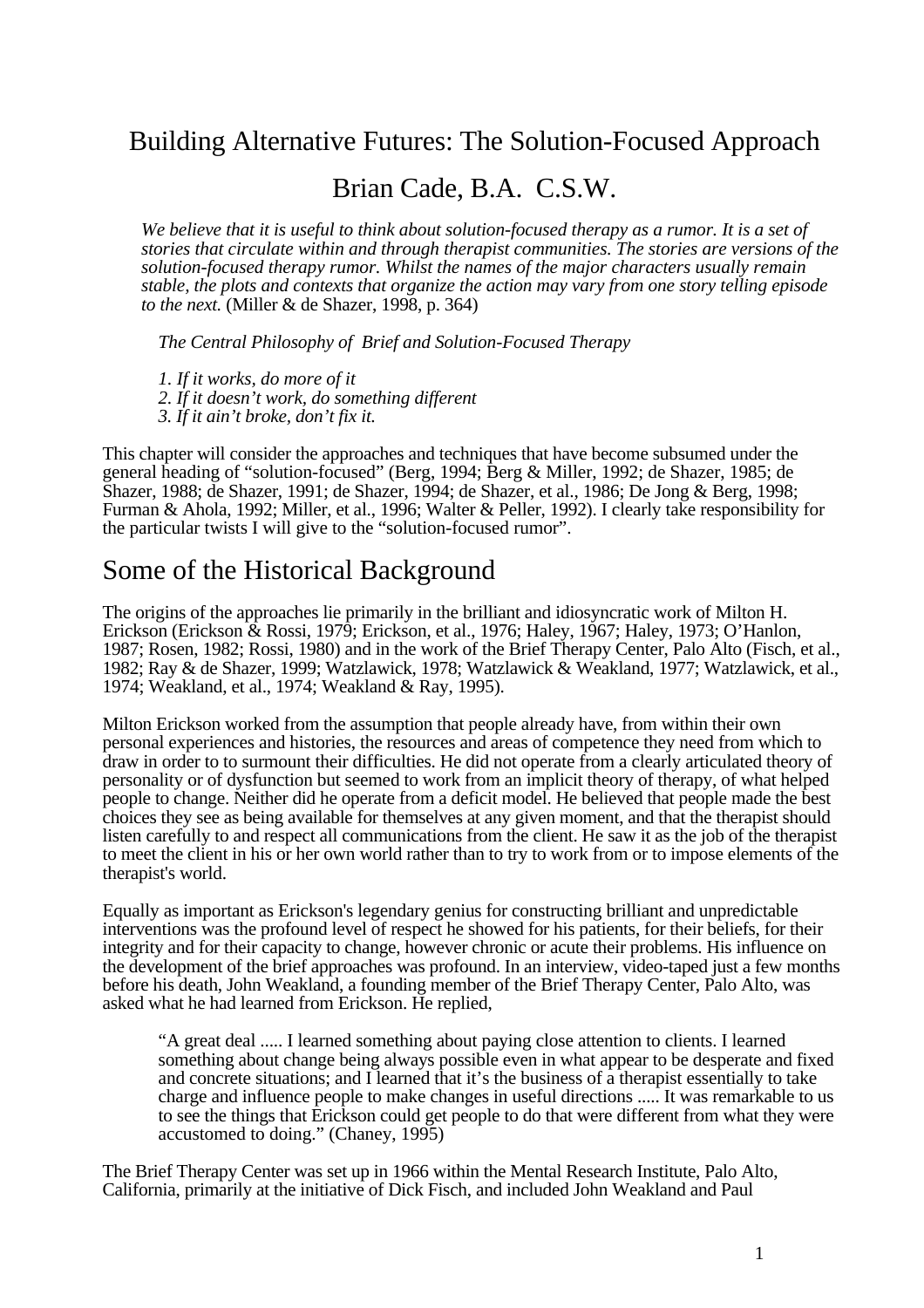# Building Alternative Futures: The Solution-Focused Approach

## Brian Cade, B.A. C.S.W.

> *We believe that it is useful to think about solution-focused therapy as a rumor. It is a set of stories that circulate within and through therapist communities. The stories are versions of the solution-focused therapy rumor. Whilst the names of the major characters usually remain stable, the plots and contexts that organize the action may vary from one story telling episode to the next.* (Miller & de Shazer, 1998, p. 364)

*The Central Philosophy of Brief and Solution-Focused Therapy*

*1. If it works, do more of it*
*2. If it doesn't work, do something different*
*3. If it ain't broke, don't fix it.*

This chapter will consider the approaches and techniques that have become subsumed under the general heading of "solution-focused" (Berg, 1994; Berg & Miller, 1992; de Shazer, 1985; de Shazer, 1988; de Shazer, 1991; de Shazer, 1994; de Shazer, et al., 1986; De Jong & Berg, 1998; Furman & Ahola, 1992; Miller, et al., 1996; Walter & Peller, 1992). I clearly take responsibility for the particular twists I will give to the "solution-focused rumor".

## Some of the Historical Background

The origins of the approaches lie primarily in the brilliant and idiosyncratic work of Milton H. Erickson (Erickson & Rossi, 1979; Erickson, et al., 1976; Haley, 1967; Haley, 1973; O'Hanlon, 1987; Rosen, 1982; Rossi, 1980) and in the work of the Brief Therapy Center, Palo Alto (Fisch, et al., 1982; Ray & de Shazer, 1999; Watzlawick, 1978; Watzlawick & Weakland, 1977; Watzlawick, et al., 1974; Weakland, et al., 1974; Weakland & Ray, 1995).

Milton Erickson worked from the assumption that people already have, from within their own personal experiences and histories, the resources and areas of competence they need from which to draw in order to to surmount their difficulties. He did not operate from a clearly articulated theory of personality or of dysfunction but seemed to work from an implicit theory of therapy, of what helped people to change. Neither did he operate from a deficit model. He believed that people made the best choices they see as being available for themselves at any given moment, and that the therapist should listen carefully to and respect all communications from the client. He saw it as the job of the therapist to meet the client in his or her own world rather than to try to work from or to impose elements of the therapist's world.

Equally as important as Erickson's legendary genius for constructing brilliant and unpredictable interventions was the profound level of respect he showed for his patients, for their beliefs, for their integrity and for their capacity to change, however chronic or acute their problems. His influence on the development of the brief approaches was profound. In an interview, video-taped just a few months before his death, John Weakland, a founding member of the Brief Therapy Center, Palo Alto, was asked what he had learned from Erickson. He replied,

> "A great deal ..... I learned something about paying close attention to clients. I learned something about change being always possible even in what appear to be desperate and fixed and concrete situations; and I learned that it's the business of a therapist essentially to take charge and influence people to make changes in useful directions ..... It was remarkable to us to see the things that Erickson could get people to do that were different from what they were accustomed to doing." (Chaney, 1995)

The Brief Therapy Center was set up in 1966 within the Mental Research Institute, Palo Alto, California, primarily at the initiative of Dick Fisch, and included John Weakland and Paul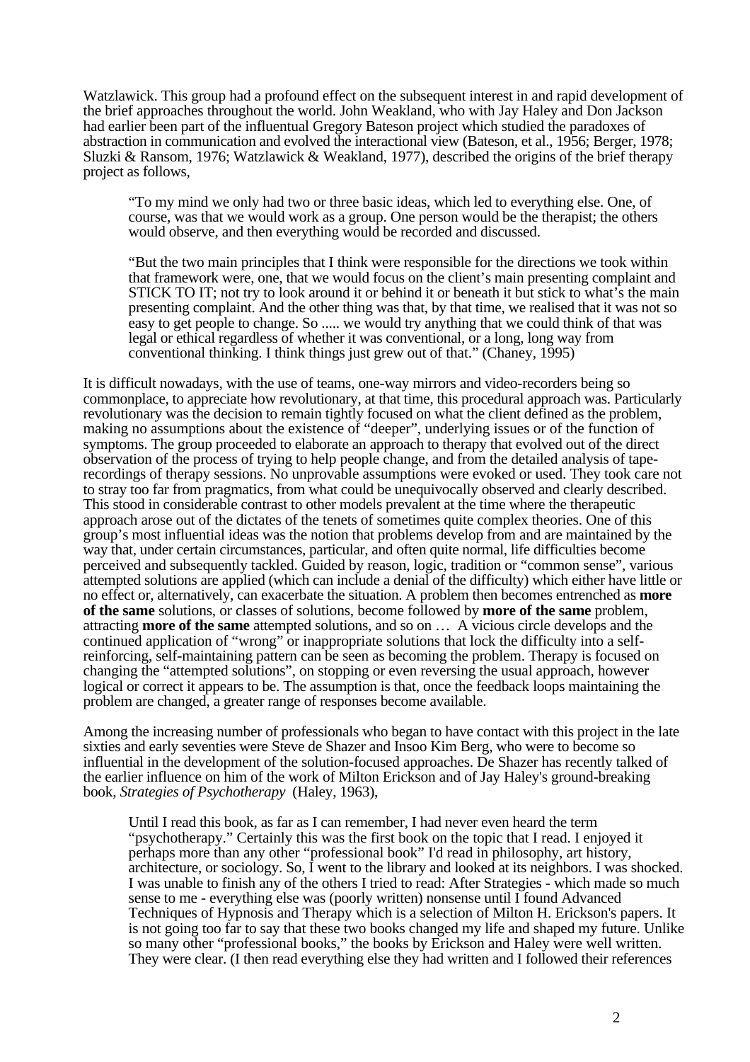Watzlawick. This group had a profound effect on the subsequent interest in and rapid development of the brief approaches throughout the world. John Weakland, who with Jay Haley and Don Jackson had earlier been part of the influential Gregory Bateson project which studied the paradoxes of abstraction in communication and evolved the interactional view (Bateson, et al., 1956; Berger, 1978; Sluzki & Ransom, 1976; Watzlawick & Weakland, 1977), described the origins of the brief therapy project as follows,

> "To my mind we only had two or three basic ideas, which led to everything else. One, of course, was that we would work as a group. One person would be the therapist; the others would observe, and then everything would be recorded and discussed.
>
> "But the two main principles that I think were responsible for the directions we took within that framework were, one, that we would focus on the client's main presenting complaint and STICK TO IT; not try to look around it or behind it or beneath it but stick to what's the main presenting complaint. And the other thing was that, by that time, we realised that it was not so easy to get people to change. So ..... we would try anything that we could think of that was legal or ethical regardless of whether it was conventional, or a long, long way from conventional thinking. I think things just grew out of that." (Chaney, 1995)

It is difficult nowadays, with the use of teams, one-way mirrors and video-recorders being so commonplace, to appreciate how revolutionary, at that time, this procedural approach was. Particularly revolutionary was the decision to remain tightly focused on what the client defined as the problem, making no assumptions about the existence of "deeper", underlying issues or of the function of symptoms. The group proceeded to elaborate an approach to therapy that evolved out of the direct observation of the process of trying to help people change, and from the detailed analysis of tape-recordings of therapy sessions. No unprovable assumptions were evoked or used. They took care not to stray too far from pragmatics, from what could be unequivocally observed and clearly described. This stood in considerable contrast to other models prevalent at the time where the therapeutic approach arose out of the dictates of the tenets of sometimes quite complex theories. One of this group's most influential ideas was the notion that problems develop from and are maintained by the way that, under certain circumstances, particular, and often quite normal, life difficulties become perceived and subsequently tackled. Guided by reason, logic, tradition or "common sense", various attempted solutions are applied (which can include a denial of the difficulty) which either have little or no effect or, alternatively, can exacerbate the situation. A problem then becomes entrenched as **more of the same** solutions, or classes of solutions, become followed by **more of the same** problem, attracting **more of the same** attempted solutions, and so on … A vicious circle develops and the continued application of "wrong" or inappropriate solutions that lock the difficulty into a self-reinforcing, self-maintaining pattern can be seen as becoming the problem. Therapy is focused on changing the "attempted solutions", on stopping or even reversing the usual approach, however logical or correct it appears to be. The assumption is that, once the feedback loops maintaining the problem are changed, a greater range of responses become available.

Among the increasing number of professionals who began to have contact with this project in the late sixties and early seventies were Steve de Shazer and Insoo Kim Berg, who were to become so influential in the development of the solution-focused approaches. De Shazer has recently talked of the earlier influence on him of the work of Milton Erickson and of Jay Haley's ground-breaking book, *Strategies of Psychotherapy* (Haley, 1963),

> Until I read this book, as far as I can remember, I had never even heard the term "psychotherapy." Certainly this was the first book on the topic that I read. I enjoyed it perhaps more than any other "professional book" I'd read in philosophy, art history, architecture, or sociology. So, I went to the library and looked at its neighbors. I was shocked. I was unable to finish any of the others I tried to read: After Strategies - which made so much sense to me - everything else was (poorly written) nonsense until I found Advanced Techniques of Hypnosis and Therapy which is a selection of Milton H. Erickson's papers. It is not going too far to say that these two books changed my life and shaped my future. Unlike so many other "professional books," the books by Erickson and Haley were well written. They were clear. (I then read everything else they had written and I followed their references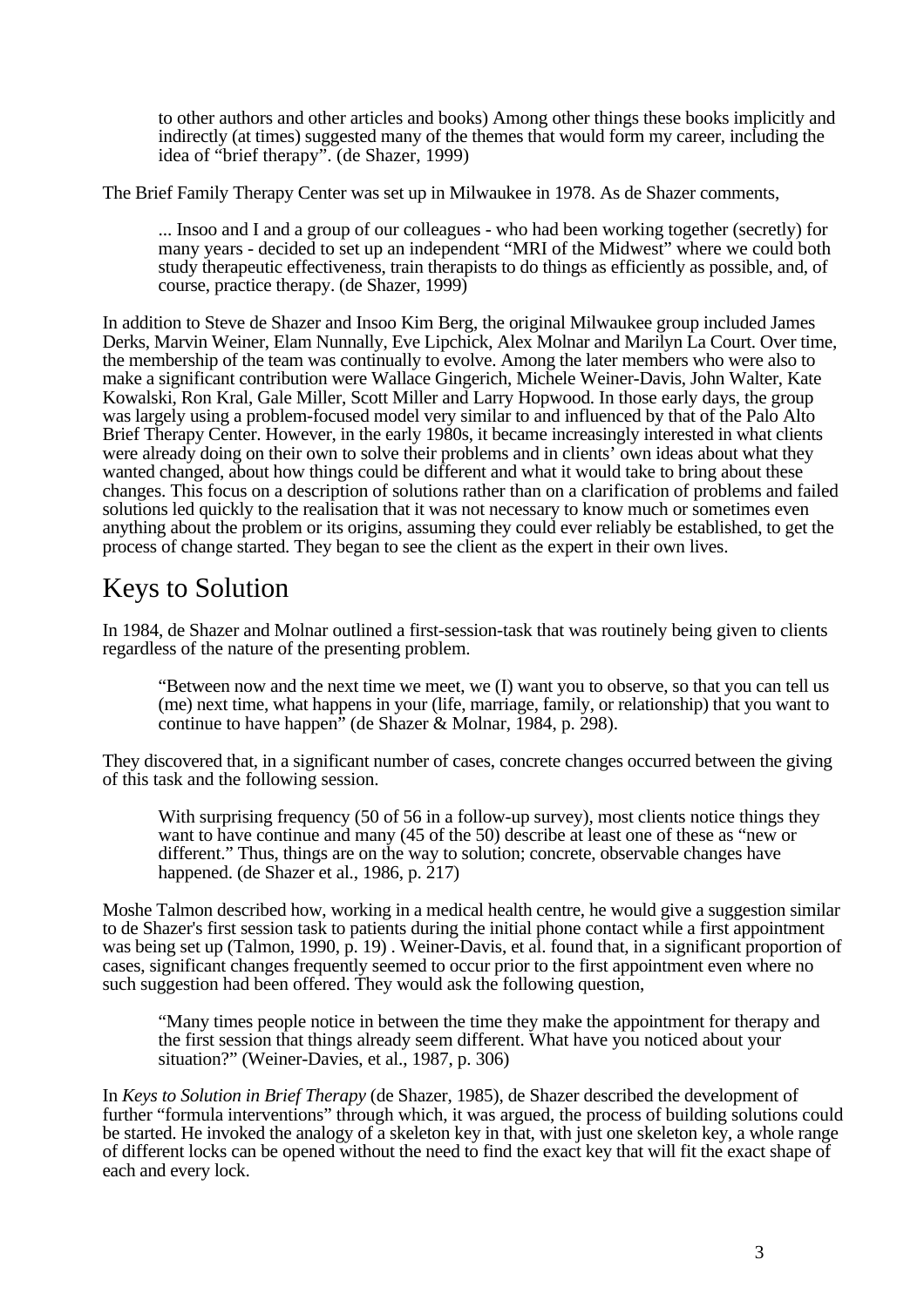> to other authors and other articles and books) Among other things these books implicitly and indirectly (at times) suggested many of the themes that would form my career, including the idea of "brief therapy". (de Shazer, 1999)

The Brief Family Therapy Center was set up in Milwaukee in 1978. As de Shazer comments,

> ... Insoo and I and a group of our colleagues - who had been working together (secretly) for many years - decided to set up an independent "MRI of the Midwest" where we could both study therapeutic effectiveness, train therapists to do things as efficiently as possible, and, of course, practice therapy. (de Shazer, 1999)

In addition to Steve de Shazer and Insoo Kim Berg, the original Milwaukee group included James Derks, Marvin Weiner, Elam Nunnally, Eve Lipchick, Alex Molnar and Marilyn La Court. Over time, the membership of the team was continually to evolve. Among the later members who were also to make a significant contribution were Wallace Gingerich, Michele Weiner-Davis, John Walter, Kate Kowalski, Ron Kral, Gale Miller, Scott Miller and Larry Hopwood. In those early days, the group was largely using a problem-focused model very similar to and influenced by that of the Palo Alto Brief Therapy Center. However, in the early 1980s, it became increasingly interested in what clients were already doing on their own to solve their problems and in clients' own ideas about what they wanted changed, about how things could be different and what it would take to bring about these changes. This focus on a description of solutions rather than on a clarification of problems and failed solutions led quickly to the realisation that it was not necessary to know much or sometimes even anything about the problem or its origins, assuming they could ever reliably be established, to get the process of change started. They began to see the client as the expert in their own lives.

## Keys to Solution

In 1984, de Shazer and Molnar outlined a first-session-task that was routinely being given to clients regardless of the nature of the presenting problem.

> "Between now and the next time we meet, we (I) want you to observe, so that you can tell us (me) next time, what happens in your (life, marriage, family, or relationship) that you want to continue to have happen" (de Shazer & Molnar, 1984, p. 298).

They discovered that, in a significant number of cases, concrete changes occurred between the giving of this task and the following session.

> With surprising frequency (50 of 56 in a follow-up survey), most clients notice things they want to have continue and many (45 of the 50) describe at least one of these as "new or different." Thus, things are on the way to solution; concrete, observable changes have happened. (de Shazer et al., 1986, p. 217)

Moshe Talmon described how, working in a medical health centre, he would give a suggestion similar to de Shazer's first session task to patients during the initial phone contact while a first appointment was being set up (Talmon, 1990, p. 19) . Weiner-Davis, et al. found that, in a significant proportion of cases, significant changes frequently seemed to occur prior to the first appointment even where no such suggestion had been offered. They would ask the following question,

> "Many times people notice in between the time they make the appointment for therapy and the first session that things already seem different. What have you noticed about your situation?" (Weiner-Davies, et al., 1987, p. 306)

In *Keys to Solution in Brief Therapy* (de Shazer, 1985), de Shazer described the development of further "formula interventions" through which, it was argued, the process of building solutions could be started. He invoked the analogy of a skeleton key in that, with just one skeleton key, a whole range of different locks can be opened without the need to find the exact key that will fit the exact shape of each and every lock.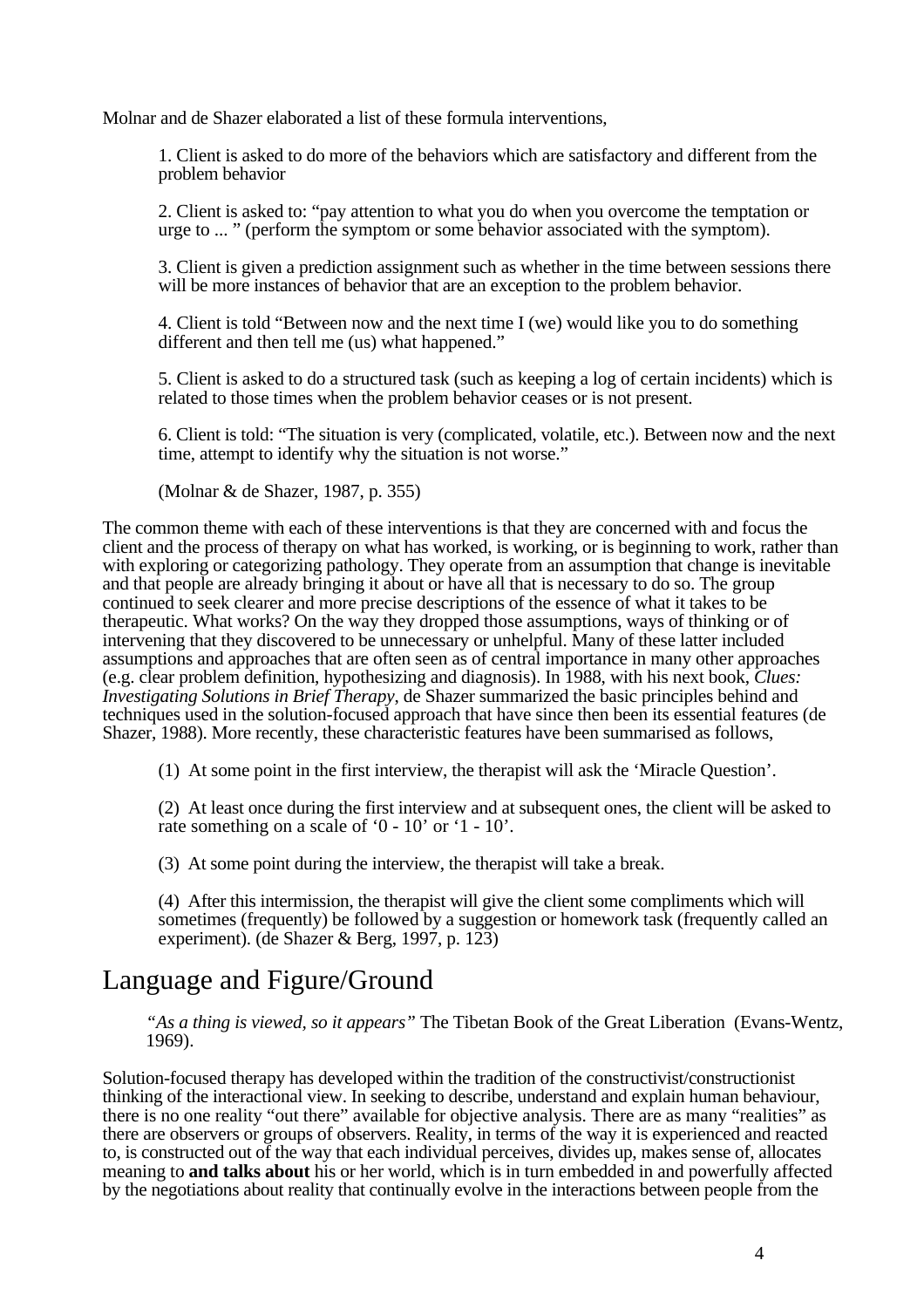Molnar and de Shazer elaborated a list of these formula interventions,

> 1. Client is asked to do more of the behaviors which are satisfactory and different from the problem behavior
>
> 2. Client is asked to: "pay attention to what you do when you overcome the temptation or urge to ... " (perform the symptom or some behavior associated with the symptom).
>
> 3. Client is given a prediction assignment such as whether in the time between sessions there will be more instances of behavior that are an exception to the problem behavior.
>
> 4. Client is told "Between now and the next time I (we) would like you to do something different and then tell me (us) what happened."
>
> 5. Client is asked to do a structured task (such as keeping a log of certain incidents) which is related to those times when the problem behavior ceases or is not present.
>
> 6. Client is told: "The situation is very (complicated, volatile, etc.). Between now and the next time, attempt to identify why the situation is not worse."
>
> (Molnar & de Shazer, 1987, p. 355)

The common theme with each of these interventions is that they are concerned with and focus the client and the process of therapy on what has worked, is working, or is beginning to work, rather than with exploring or categorizing pathology. They operate from an assumption that change is inevitable and that people are already bringing it about or have all that is necessary to do so. The group continued to seek clearer and more precise descriptions of the essence of what it takes to be therapeutic. What works? On the way they dropped those assumptions, ways of thinking or of intervening that they discovered to be unnecessary or unhelpful. Many of these latter included assumptions and approaches that are often seen as of central importance in many other approaches (e.g. clear problem definition, hypothesizing and diagnosis). In 1988, with his next book, *Clues: Investigating Solutions in Brief Therapy*, de Shazer summarized the basic principles behind and techniques used in the solution-focused approach that have since then been its essential features (de Shazer, 1988). More recently, these characteristic features have been summarised as follows,

> (1) At some point in the first interview, the therapist will ask the 'Miracle Question'.
>
> (2) At least once during the first interview and at subsequent ones, the client will be asked to rate something on a scale of '0 - 10' or '1 - 10'.
>
> (3) At some point during the interview, the therapist will take a break.
>
> (4) After this intermission, the therapist will give the client some compliments which will sometimes (frequently) be followed by a suggestion or homework task (frequently called an experiment). (de Shazer & Berg, 1997, p. 123)

## Language and Figure/Ground

> *"As a thing is viewed, so it appears"* The Tibetan Book of the Great Liberation (Evans-Wentz, 1969).

Solution-focused therapy has developed within the tradition of the constructivist/constructionist thinking of the interactional view. In seeking to describe, understand and explain human behaviour, there is no one reality "out there" available for objective analysis. There are as many "realities" as there are observers or groups of observers. Reality, in terms of the way it is experienced and reacted to, is constructed out of the way that each individual perceives, divides up, makes sense of, allocates meaning to **and talks about** his or her world, which is in turn embedded in and powerfully affected by the negotiations about reality that continually evolve in the interactions between people from the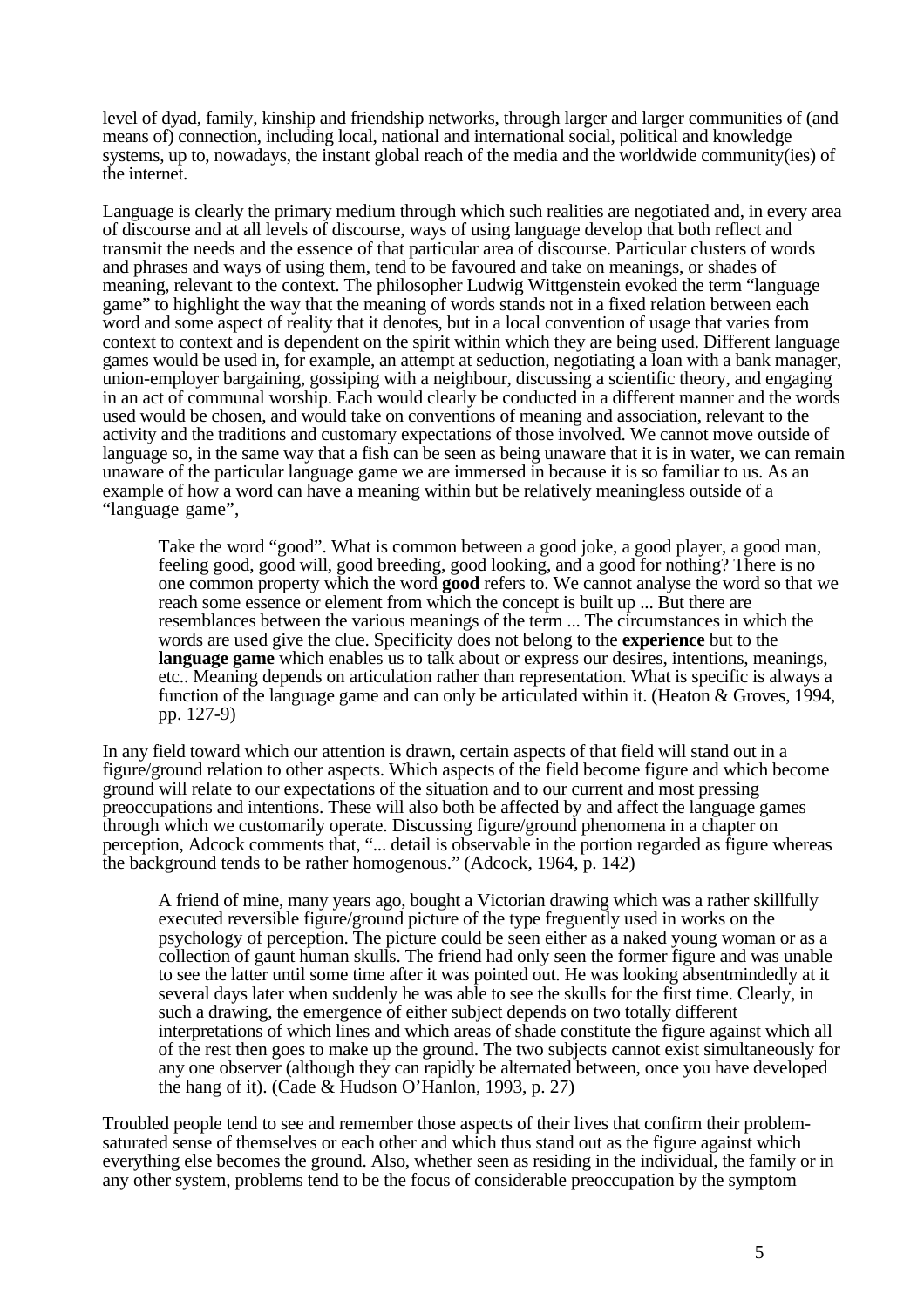level of dyad, family, kinship and friendship networks, through larger and larger communities of (and means of) connection, including local, national and international social, political and knowledge systems, up to, nowadays, the instant global reach of the media and the worldwide community(ies) of the internet.

Language is clearly the primary medium through which such realities are negotiated and, in every area of discourse and at all levels of discourse, ways of using language develop that both reflect and transmit the needs and the essence of that particular area of discourse. Particular clusters of words and phrases and ways of using them, tend to be favoured and take on meanings, or shades of meaning, relevant to the context. The philosopher Ludwig Wittgenstein evoked the term "language game" to highlight the way that the meaning of words stands not in a fixed relation between each word and some aspect of reality that it denotes, but in a local convention of usage that varies from context to context and is dependent on the spirit within which they are being used. Different language games would be used in, for example, an attempt at seduction, negotiating a loan with a bank manager, union-employer bargaining, gossiping with a neighbour, discussing a scientific theory, and engaging in an act of communal worship. Each would clearly be conducted in a different manner and the words used would be chosen, and would take on conventions of meaning and association, relevant to the activity and the traditions and customary expectations of those involved. We cannot move outside of language so, in the same way that a fish can be seen as being unaware that it is in water, we can remain unaware of the particular language game we are immersed in because it is so familiar to us. As an example of how a word can have a meaning within but be relatively meaningless outside of a "language game",

> Take the word "good". What is common between a good joke, a good player, a good man, feeling good, good will, good breeding, good looking, and a good for nothing? There is no one common property which the word **good** refers to. We cannot analyse the word so that we reach some essence or element from which the concept is built up ... But there are resemblances between the various meanings of the term ... The circumstances in which the words are used give the clue. Specificity does not belong to the **experience** but to the **language game** which enables us to talk about or express our desires, intentions, meanings, etc.. Meaning depends on articulation rather than representation. What is specific is always a function of the language game and can only be articulated within it. (Heaton & Groves, 1994, pp. 127-9)

In any field toward which our attention is drawn, certain aspects of that field will stand out in a figure/ground relation to other aspects. Which aspects of the field become figure and which become ground will relate to our expectations of the situation and to our current and most pressing preoccupations and intentions. These will also both be affected by and affect the language games through which we customarily operate. Discussing figure/ground phenomena in a chapter on perception, Adcock comments that, "... detail is observable in the portion regarded as figure whereas the background tends to be rather homogenous." (Adcock, 1964, p. 142)

> A friend of mine, many years ago, bought a Victorian drawing which was a rather skillfully executed reversible figure/ground picture of the type freguently used in works on the psychology of perception. The picture could be seen either as a naked young woman or as a collection of gaunt human skulls. The friend had only seen the former figure and was unable to see the latter until some time after it was pointed out. He was looking absentmindedly at it several days later when suddenly he was able to see the skulls for the first time. Clearly, in such a drawing, the emergence of either subject depends on two totally different interpretations of which lines and which areas of shade constitute the figure against which all of the rest then goes to make up the ground. The two subjects cannot exist simultaneously for any one observer (although they can rapidly be alternated between, once you have developed the hang of it). (Cade & Hudson O'Hanlon, 1993, p. 27)

Troubled people tend to see and remember those aspects of their lives that confirm their problem-saturated sense of themselves or each other and which thus stand out as the figure against which everything else becomes the ground. Also, whether seen as residing in the individual, the family or in any other system, problems tend to be the focus of considerable preoccupation by the symptom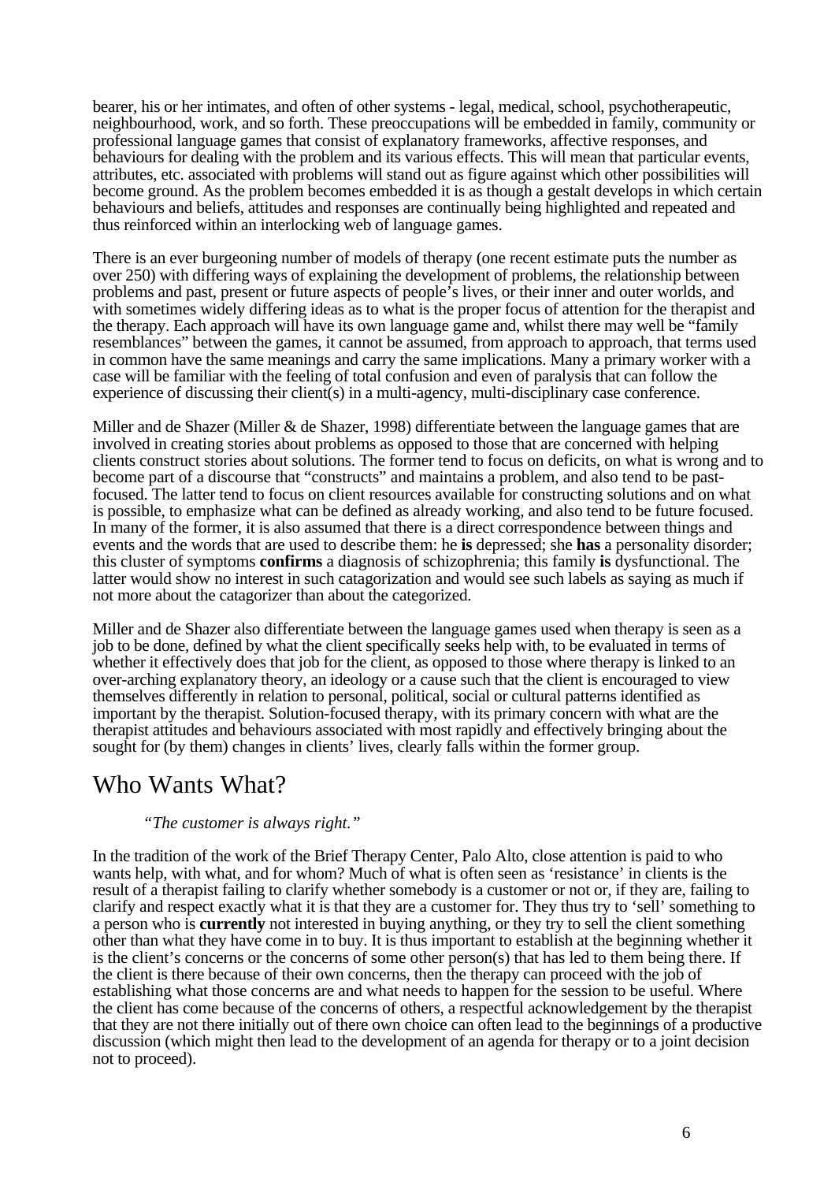bearer, his or her intimates, and often of other systems - legal, medical, school, psychotherapeutic, neighbourhood, work, and so forth. These preoccupations will be embedded in family, community or professional language games that consist of explanatory frameworks, affective responses, and behaviours for dealing with the problem and its various effects. This will mean that particular events, attributes, etc. associated with problems will stand out as figure against which other possibilities will become ground. As the problem becomes embedded it is as though a gestalt develops in which certain behaviours and beliefs, attitudes and responses are continually being highlighted and repeated and thus reinforced within an interlocking web of language games.

There is an ever burgeoning number of models of therapy (one recent estimate puts the number as over 250) with differing ways of explaining the development of problems, the relationship between problems and past, present or future aspects of people's lives, or their inner and outer worlds, and with sometimes widely differing ideas as to what is the proper focus of attention for the therapist and the therapy. Each approach will have its own language game and, whilst there may well be "family resemblances" between the games, it cannot be assumed, from approach to approach, that terms used in common have the same meanings and carry the same implications. Many a primary worker with a case will be familiar with the feeling of total confusion and even of paralysis that can follow the experience of discussing their client(s) in a multi-agency, multi-disciplinary case conference.

Miller and de Shazer (Miller & de Shazer, 1998) differentiate between the language games that are involved in creating stories about problems as opposed to those that are concerned with helping clients construct stories about solutions. The former tend to focus on deficits, on what is wrong and to become part of a discourse that "constructs" and maintains a problem, and also tend to be past-focused. The latter tend to focus on client resources available for constructing solutions and on what is possible, to emphasize what can be defined as already working, and also tend to be future focused. In many of the former, it is also assumed that there is a direct correspondence between things and events and the words that are used to describe them: he **is** depressed; she **has** a personality disorder; this cluster of symptoms **confirms** a diagnosis of schizophrenia; this family **is** dysfunctional. The latter would show no interest in such catagorization and would see such labels as saying as much if not more about the catagorizer than about the categorized.

Miller and de Shazer also differentiate between the language games used when therapy is seen as a job to be done, defined by what the client specifically seeks help with, to be evaluated in terms of whether it effectively does that job for the client, as opposed to those where therapy is linked to an over-arching explanatory theory, an ideology or a cause such that the client is encouraged to view themselves differently in relation to personal, political, social or cultural patterns identified as important by the therapist. Solution-focused therapy, with its primary concern with what are the therapist attitudes and behaviours associated with most rapidly and effectively bringing about the sought for (by them) changes in clients' lives, clearly falls within the former group.

## Who Wants What?

*"The customer is always right."*

In the tradition of the work of the Brief Therapy Center, Palo Alto, close attention is paid to who wants help, with what, and for whom? Much of what is often seen as 'resistance' in clients is the result of a therapist failing to clarify whether somebody is a customer or not or, if they are, failing to clarify and respect exactly what it is that they are a customer for. They thus try to 'sell' something to a person who is **currently** not interested in buying anything, or they try to sell the client something other than what they have come in to buy. It is thus important to establish at the beginning whether it is the client's concerns or the concerns of some other person(s) that has led to them being there. If the client is there because of their own concerns, then the therapy can proceed with the job of establishing what those concerns are and what needs to happen for the session to be useful. Where the client has come because of the concerns of others, a respectful acknowledgement by the therapist that they are not there initially out of there own choice can often lead to the beginnings of a productive discussion (which might then lead to the development of an agenda for therapy or to a joint decision not to proceed).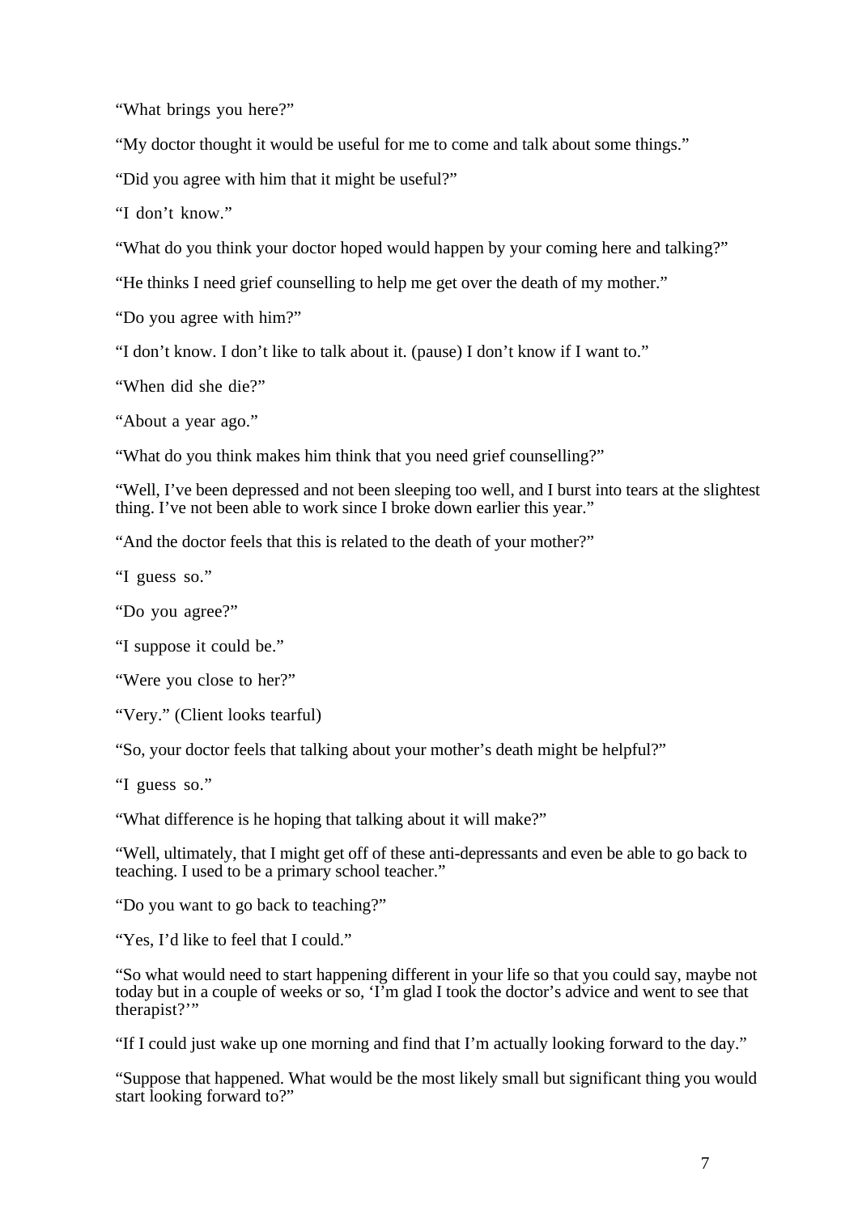"What brings you here?"

"My doctor thought it would be useful for me to come and talk about some things."

"Did you agree with him that it might be useful?"

"I don't know."

"What do you think your doctor hoped would happen by your coming here and talking?"

"He thinks I need grief counselling to help me get over the death of my mother."

"Do you agree with him?"

"I don't know. I don't like to talk about it. (pause) I don't know if I want to."

"When did she die?"

"About a year ago."

"What do you think makes him think that you need grief counselling?"

"Well, I've been depressed and not been sleeping too well, and I burst into tears at the slightest thing. I've not been able to work since I broke down earlier this year."

"And the doctor feels that this is related to the death of your mother?"

"I guess so."

"Do you agree?"

"I suppose it could be."

"Were you close to her?"

"Very." (Client looks tearful)

"So, your doctor feels that talking about your mother's death might be helpful?"

"I guess so."

"What difference is he hoping that talking about it will make?"

"Well, ultimately, that I might get off of these anti-depressants and even be able to go back to teaching. I used to be a primary school teacher."

"Do you want to go back to teaching?"

"Yes, I'd like to feel that I could."

"So what would need to start happening different in your life so that you could say, maybe not today but in a couple of weeks or so, 'I'm glad I took the doctor's advice and went to see that therapist?'"

"If I could just wake up one morning and find that I'm actually looking forward to the day."

"Suppose that happened. What would be the most likely small but significant thing you would start looking forward to?"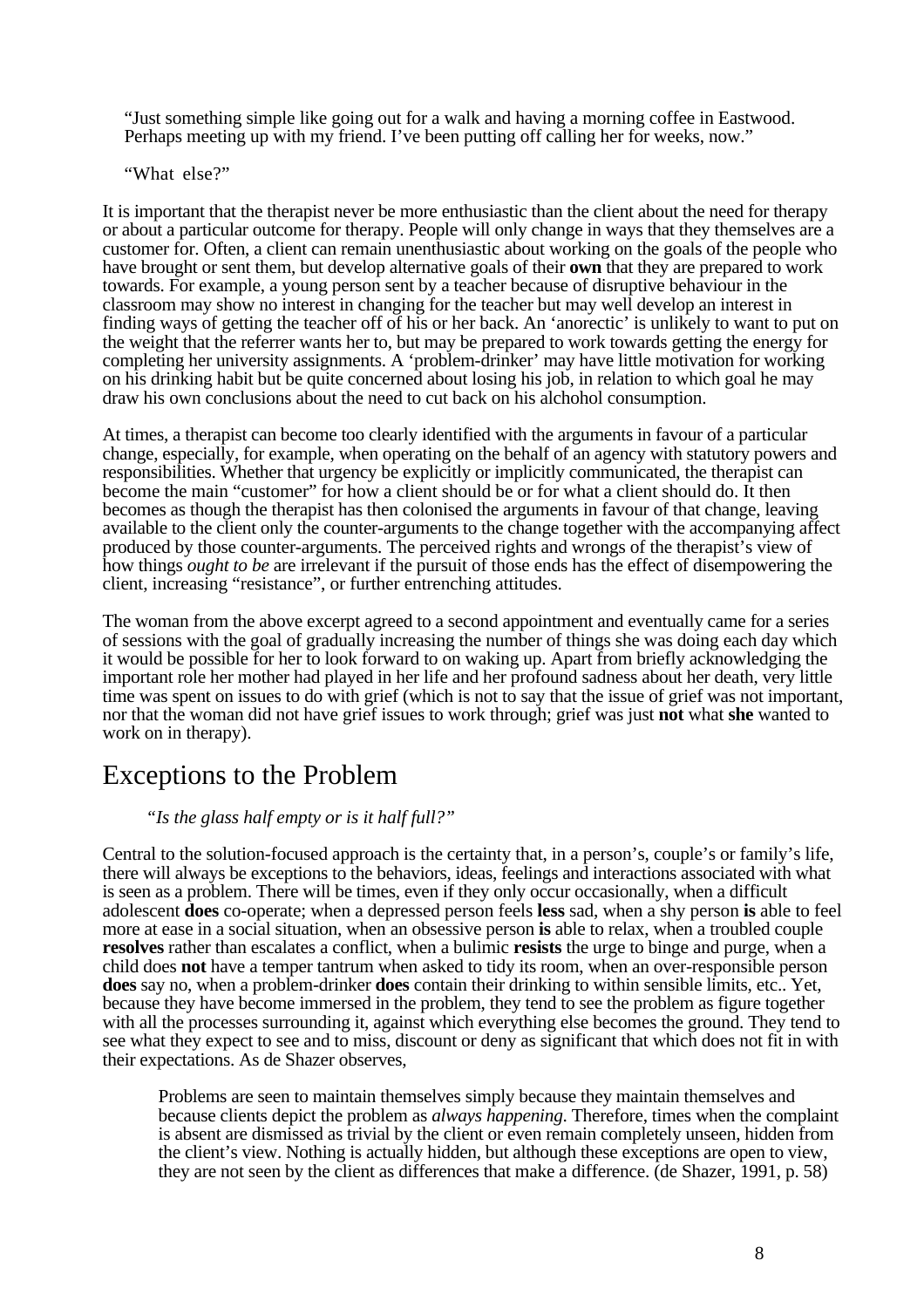> "Just something simple like going out for a walk and having a morning coffee in Eastwood. Perhaps meeting up with my friend. I've been putting off calling her for weeks, now."
>
> "What else?"

It is important that the therapist never be more enthusiastic than the client about the need for therapy or about a particular outcome for therapy. People will only change in ways that they themselves are a customer for. Often, a client can remain unenthusiastic about working on the goals of the people who have brought or sent them, but develop alternative goals of their **own** that they are prepared to work towards. For example, a young person sent by a teacher because of disruptive behaviour in the classroom may show no interest in changing for the teacher but may well develop an interest in finding ways of getting the teacher off of his or her back. An 'anorectic' is unlikely to want to put on the weight that the referrer wants her to, but may be prepared to work towards getting the energy for completing her university assignments. A 'problem-drinker' may have little motivation for working on his drinking habit but be quite concerned about losing his job, in relation to which goal he may draw his own conclusions about the need to cut back on his alchohol consumption.

At times, a therapist can become too clearly identified with the arguments in favour of a particular change, especially, for example, when operating on the behalf of an agency with statutory powers and responsibilities. Whether that urgency be explicitly or implicitly communicated, the therapist can become the main "customer" for how a client should be or for what a client should do. It then becomes as though the therapist has then colonised the arguments in favour of that change, leaving available to the client only the counter-arguments to the change together with the accompanying affect produced by those counter-arguments. The perceived rights and wrongs of the therapist's view of how things *ought to be* are irrelevant if the pursuit of those ends has the effect of disempowering the client, increasing "resistance", or further entrenching attitudes.

The woman from the above excerpt agreed to a second appointment and eventually came for a series of sessions with the goal of gradually increasing the number of things she was doing each day which it would be possible for her to look forward to on waking up. Apart from briefly acknowledging the important role her mother had played in her life and her profound sadness about her death, very little time was spent on issues to do with grief (which is not to say that the issue of grief was not important, nor that the woman did not have grief issues to work through; grief was just **not** what **she** wanted to work on in therapy).

## Exceptions to the Problem

*"Is the glass half empty or is it half full?"*

Central to the solution-focused approach is the certainty that, in a person's, couple's or family's life, there will always be exceptions to the behaviors, ideas, feelings and interactions associated with what is seen as a problem. There will be times, even if they only occur occasionally, when a difficult adolescent **does** co-operate; when a depressed person feels **less** sad, when a shy person **is** able to feel more at ease in a social situation, when an obsessive person **is** able to relax, when a troubled couple **resolves** rather than escalates a conflict, when a bulimic **resists** the urge to binge and purge, when a child does **not** have a temper tantrum when asked to tidy its room, when an over-responsible person **does** say no, when a problem-drinker **does** contain their drinking to within sensible limits, etc.. Yet, because they have become immersed in the problem, they tend to see the problem as figure together with all the processes surrounding it, against which everything else becomes the ground. They tend to see what they expect to see and to miss, discount or deny as significant that which does not fit in with their expectations. As de Shazer observes,

> Problems are seen to maintain themselves simply because they maintain themselves and because clients depict the problem as *always happening.* Therefore, times when the complaint is absent are dismissed as trivial by the client or even remain completely unseen, hidden from the client's view. Nothing is actually hidden, but although these exceptions are open to view, they are not seen by the client as differences that make a difference. (de Shazer, 1991, p. 58)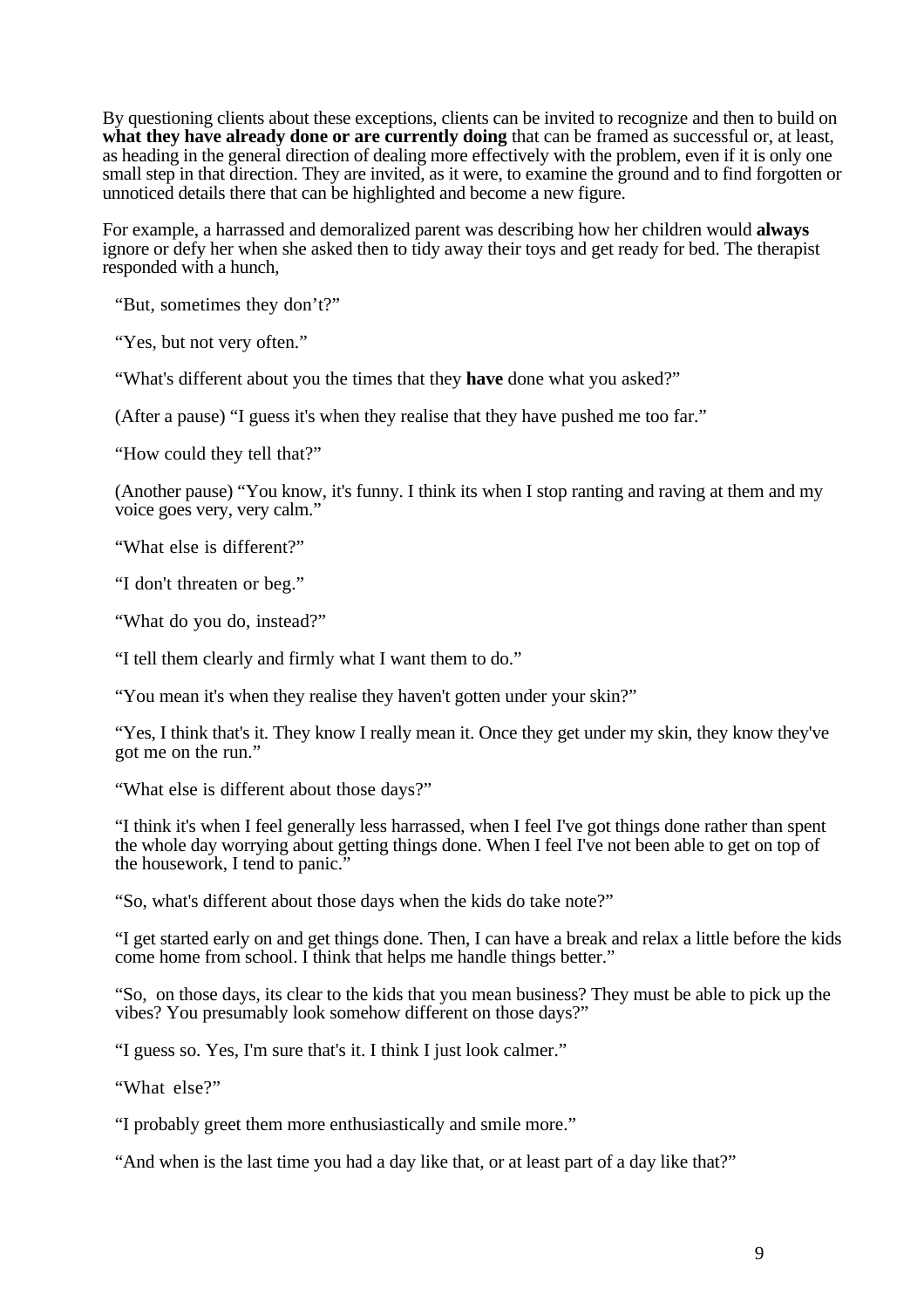By questioning clients about these exceptions, clients can be invited to recognize and then to build on **what they have already done or are currently doing** that can be framed as successful or, at least, as heading in the general direction of dealing more effectively with the problem, even if it is only one small step in that direction. They are invited, as it were, to examine the ground and to find forgotten or unnoticed details there that can be highlighted and become a new figure.

For example, a harrassed and demoralized parent was describing how her children would **always** ignore or defy her when she asked then to tidy away their toys and get ready for bed. The therapist responded with a hunch,

"But, sometimes they don't?"

"Yes, but not very often."

"What's different about you the times that they **have** done what you asked?"

(After a pause) "I guess it's when they realise that they have pushed me too far."

"How could they tell that?"

(Another pause) "You know, it's funny. I think its when I stop ranting and raving at them and my voice goes very, very calm."

"What else is different?"

"I don't threaten or beg."

"What do you do, instead?"

"I tell them clearly and firmly what I want them to do."

"You mean it's when they realise they haven't gotten under your skin?"

"Yes, I think that's it. They know I really mean it. Once they get under my skin, they know they've got me on the run."

"What else is different about those days?"

"I think it's when I feel generally less harrassed, when I feel I've got things done rather than spent the whole day worrying about getting things done. When I feel I've not been able to get on top of the housework, I tend to panic."

"So, what's different about those days when the kids do take note?"

"I get started early on and get things done. Then, I can have a break and relax a little before the kids come home from school. I think that helps me handle things better."

"So, on those days, its clear to the kids that you mean business? They must be able to pick up the vibes? You presumably look somehow different on those days?"

"I guess so. Yes, I'm sure that's it. I think I just look calmer."

"What else?"

"I probably greet them more enthusiastically and smile more."

"And when is the last time you had a day like that, or at least part of a day like that?"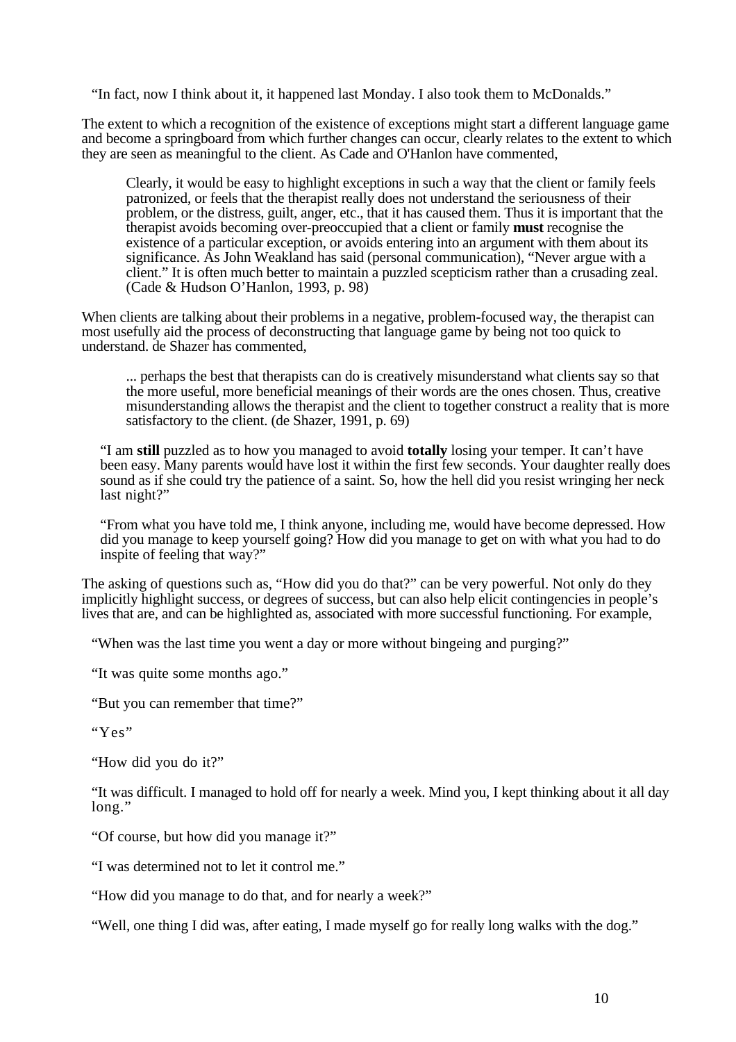"In fact, now I think about it, it happened last Monday. I also took them to McDonalds."

The extent to which a recognition of the existence of exceptions might start a different language game and become a springboard from which further changes can occur, clearly relates to the extent to which they are seen as meaningful to the client. As Cade and O'Hanlon have commented,

> Clearly, it would be easy to highlight exceptions in such a way that the client or family feels patronized, or feels that the therapist really does not understand the seriousness of their problem, or the distress, guilt, anger, etc., that it has caused them. Thus it is important that the therapist avoids becoming over-preoccupied that a client or family **must** recognise the existence of a particular exception, or avoids entering into an argument with them about its significance. As John Weakland has said (personal communication), "Never argue with a client." It is often much better to maintain a puzzled scepticism rather than a crusading zeal. (Cade & Hudson O'Hanlon, 1993, p. 98)

When clients are talking about their problems in a negative, problem-focused way, the therapist can most usefully aid the process of deconstructing that language game by being not too quick to understand. de Shazer has commented,

> ... perhaps the best that therapists can do is creatively misunderstand what clients say so that the more useful, more beneficial meanings of their words are the ones chosen. Thus, creative misunderstanding allows the therapist and the client to together construct a reality that is more satisfactory to the client. (de Shazer, 1991, p. 69)

"I am **still** puzzled as to how you managed to avoid **totally** losing your temper. It can't have been easy. Many parents would have lost it within the first few seconds. Your daughter really does sound as if she could try the patience of a saint. So, how the hell did you resist wringing her neck last night?"

"From what you have told me, I think anyone, including me, would have become depressed. How did you manage to keep yourself going? How did you manage to get on with what you had to do inspite of feeling that way?"

The asking of questions such as, "How did you do that?" can be very powerful. Not only do they implicitly highlight success, or degrees of success, but can also help elicit contingencies in people's lives that are, and can be highlighted as, associated with more successful functioning. For example,

"When was the last time you went a day or more without bingeing and purging?"

"It was quite some months ago."

"But you can remember that time?"

"Yes"

"How did you do it?"

"It was difficult. I managed to hold off for nearly a week. Mind you, I kept thinking about it all day long."

"Of course, but how did you manage it?"

"I was determined not to let it control me."

"How did you manage to do that, and for nearly a week?"

"Well, one thing I did was, after eating, I made myself go for really long walks with the dog."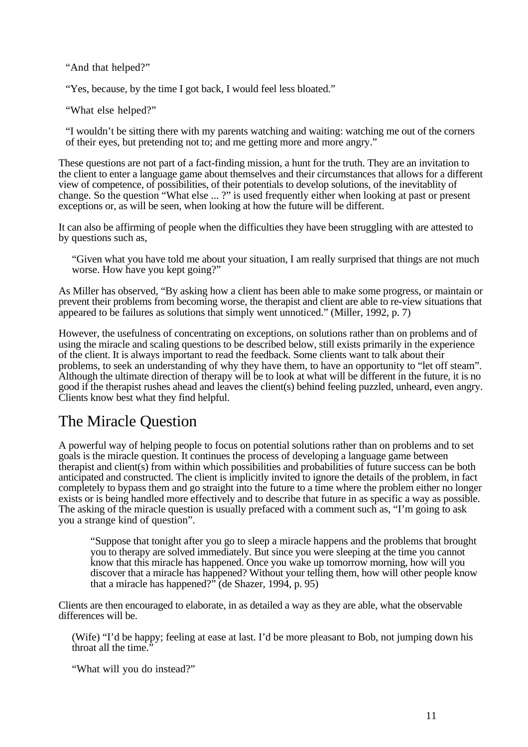"And that helped?"

"Yes, because, by the time I got back, I would feel less bloated."

"What else helped?"

"I wouldn't be sitting there with my parents watching and waiting: watching me out of the corners of their eyes, but pretending not to; and me getting more and more angry."

These questions are not part of a fact-finding mission, a hunt for the truth. They are an invitation to the client to enter a language game about themselves and their circumstances that allows for a different view of competence, of possibilities, of their potentials to develop solutions, of the inevitablity of change. So the question "What else ... ?" is used frequently either when looking at past or present exceptions or, as will be seen, when looking at how the future will be different.

It can also be affirming of people when the difficulties they have been struggling with are attested to by questions such as,

> "Given what you have told me about your situation, I am really surprised that things are not much worse. How have you kept going?"

As Miller has observed, "By asking how a client has been able to make some progress, or maintain or prevent their problems from becoming worse, the therapist and client are able to re-view situations that appeared to be failures as solutions that simply went unnoticed." (Miller, 1992, p. 7)

However, the usefulness of concentrating on exceptions, on solutions rather than on problems and of using the miracle and scaling questions to be described below, still exists primarily in the experience of the client. It is always important to read the feedback. Some clients want to talk about their problems, to seek an understanding of why they have them, to have an opportunity to "let off steam". Although the ultimate direction of therapy will be to look at what will be different in the future, it is no good if the therapist rushes ahead and leaves the client(s) behind feeling puzzled, unheard, even angry. Clients know best what they find helpful.

## The Miracle Question

A powerful way of helping people to focus on potential solutions rather than on problems and to set goals is the miracle question. It continues the process of developing a language game between therapist and client(s) from within which possibilities and probabilities of future success can be both anticipated and constructed. The client is implicitly invited to ignore the details of the problem, in fact completely to bypass them and go straight into the future to a time where the problem either no longer exists or is being handled more effectively and to describe that future in as specific a way as possible. The asking of the miracle question is usually prefaced with a comment such as, "I'm going to ask you a strange kind of question".

> "Suppose that tonight after you go to sleep a miracle happens and the problems that brought you to therapy are solved immediately. But since you were sleeping at the time you cannot know that this miracle has happened. Once you wake up tomorrow morning, how will you discover that a miracle has happened? Without your telling them, how will other people know that a miracle has happened?" (de Shazer, 1994, p. 95)

Clients are then encouraged to elaborate, in as detailed a way as they are able, what the observable differences will be.

(Wife) "I'd be happy; feeling at ease at last. I'd be more pleasant to Bob, not jumping down his throat all the time."

"What will you do instead?"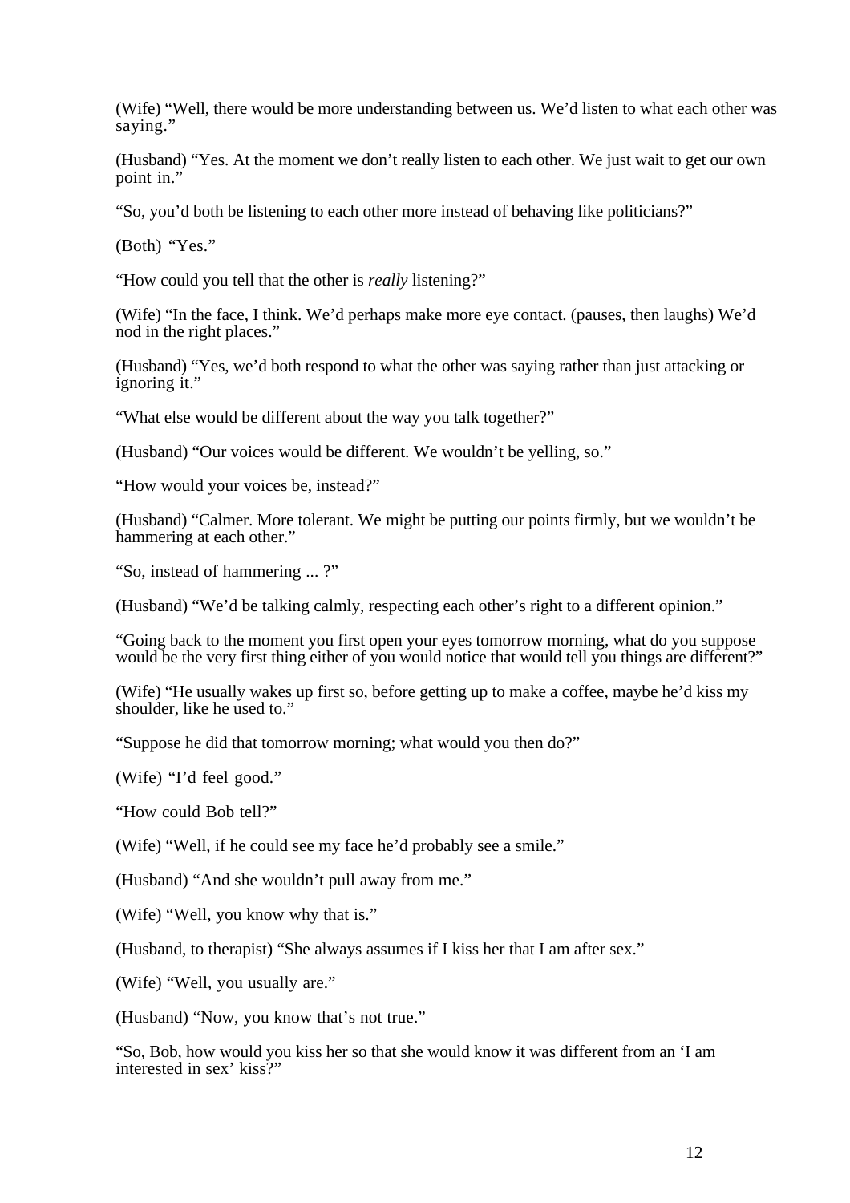(Wife) “Well, there would be more understanding between us. We’d listen to what each other was saying.”

(Husband) “Yes. At the moment we don’t really listen to each other. We just wait to get our own point in.”

“So, you’d both be listening to each other more instead of behaving like politicians?”

(Both) “Yes.”

“How could you tell that the other is *really* listening?”

(Wife) “In the face, I think. We’d perhaps make more eye contact. (pauses, then laughs) We’d nod in the right places.”

(Husband) “Yes, we’d both respond to what the other was saying rather than just attacking or ignoring it.”

“What else would be different about the way you talk together?”

(Husband) “Our voices would be different. We wouldn’t be yelling, so.”

“How would your voices be, instead?”

(Husband) “Calmer. More tolerant. We might be putting our points firmly, but we wouldn’t be hammering at each other.”

“So, instead of hammering ... ?”

(Husband) “We’d be talking calmly, respecting each other’s right to a different opinion.”

“Going back to the moment you first open your eyes tomorrow morning, what do you suppose would be the very first thing either of you would notice that would tell you things are different?”

(Wife) “He usually wakes up first so, before getting up to make a coffee, maybe he’d kiss my shoulder, like he used to.”

“Suppose he did that tomorrow morning; what would you then do?”

(Wife) “I’d feel good.”

“How could Bob tell?”

(Wife) “Well, if he could see my face he’d probably see a smile.”

(Husband) “And she wouldn’t pull away from me.”

(Wife) “Well, you know why that is.”

(Husband, to therapist) “She always assumes if I kiss her that I am after sex.”

(Wife) “Well, you usually are.”

(Husband) “Now, you know that’s not true.”

“So, Bob, how would you kiss her so that she would know it was different from an ‘I am interested in sex’ kiss?”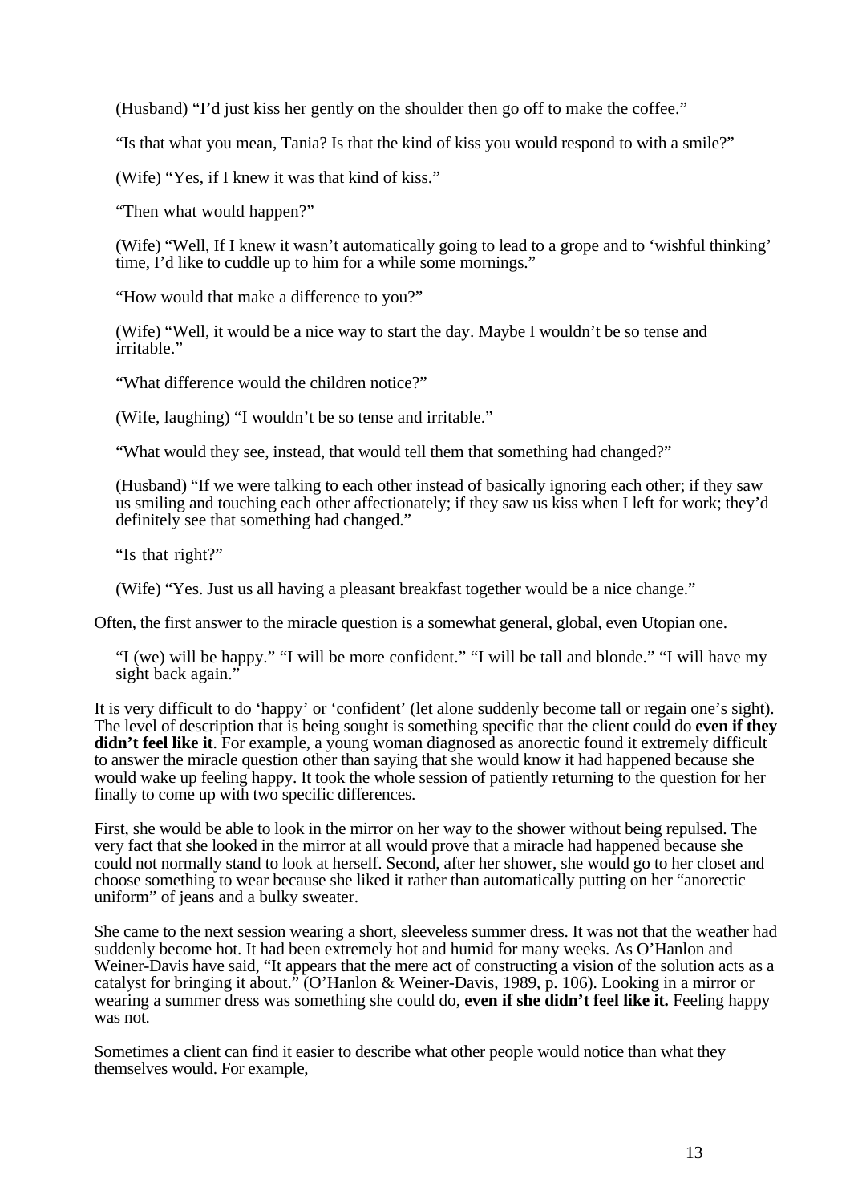(Husband) "I'd just kiss her gently on the shoulder then go off to make the coffee."

"Is that what you mean, Tania? Is that the kind of kiss you would respond to with a smile?"

(Wife) "Yes, if I knew it was that kind of kiss."

"Then what would happen?"

(Wife) "Well, If I knew it wasn't automatically going to lead to a grope and to 'wishful thinking' time, I'd like to cuddle up to him for a while some mornings."

"How would that make a difference to you?"

(Wife) "Well, it would be a nice way to start the day. Maybe I wouldn't be so tense and irritable."

"What difference would the children notice?"

(Wife, laughing) "I wouldn't be so tense and irritable."

"What would they see, instead, that would tell them that something had changed?"

(Husband) "If we were talking to each other instead of basically ignoring each other; if they saw us smiling and touching each other affectionately; if they saw us kiss when I left for work; they'd definitely see that something had changed."

"Is that right?"

(Wife) "Yes. Just us all having a pleasant breakfast together would be a nice change."

Often, the first answer to the miracle question is a somewhat general, global, even Utopian one.

"I (we) will be happy." "I will be more confident." "I will be tall and blonde." "I will have my sight back again."

It is very difficult to do 'happy' or 'confident' (let alone suddenly become tall or regain one's sight). The level of description that is being sought is something specific that the client could do **even if they didn't feel like it**. For example, a young woman diagnosed as anorectic found it extremely difficult to answer the miracle question other than saying that she would know it had happened because she would wake up feeling happy. It took the whole session of patiently returning to the question for her finally to come up with two specific differences.

First, she would be able to look in the mirror on her way to the shower without being repulsed. The very fact that she looked in the mirror at all would prove that a miracle had happened because she could not normally stand to look at herself. Second, after her shower, she would go to her closet and choose something to wear because she liked it rather than automatically putting on her "anorectic uniform" of jeans and a bulky sweater.

She came to the next session wearing a short, sleeveless summer dress. It was not that the weather had suddenly become hot. It had been extremely hot and humid for many weeks. As O'Hanlon and Weiner-Davis have said, "It appears that the mere act of constructing a vision of the solution acts as a catalyst for bringing it about." (O'Hanlon & Weiner-Davis, 1989, p. 106). Looking in a mirror or wearing a summer dress was something she could do, **even if she didn't feel like it.** Feeling happy was not.

Sometimes a client can find it easier to describe what other people would notice than what they themselves would. For example,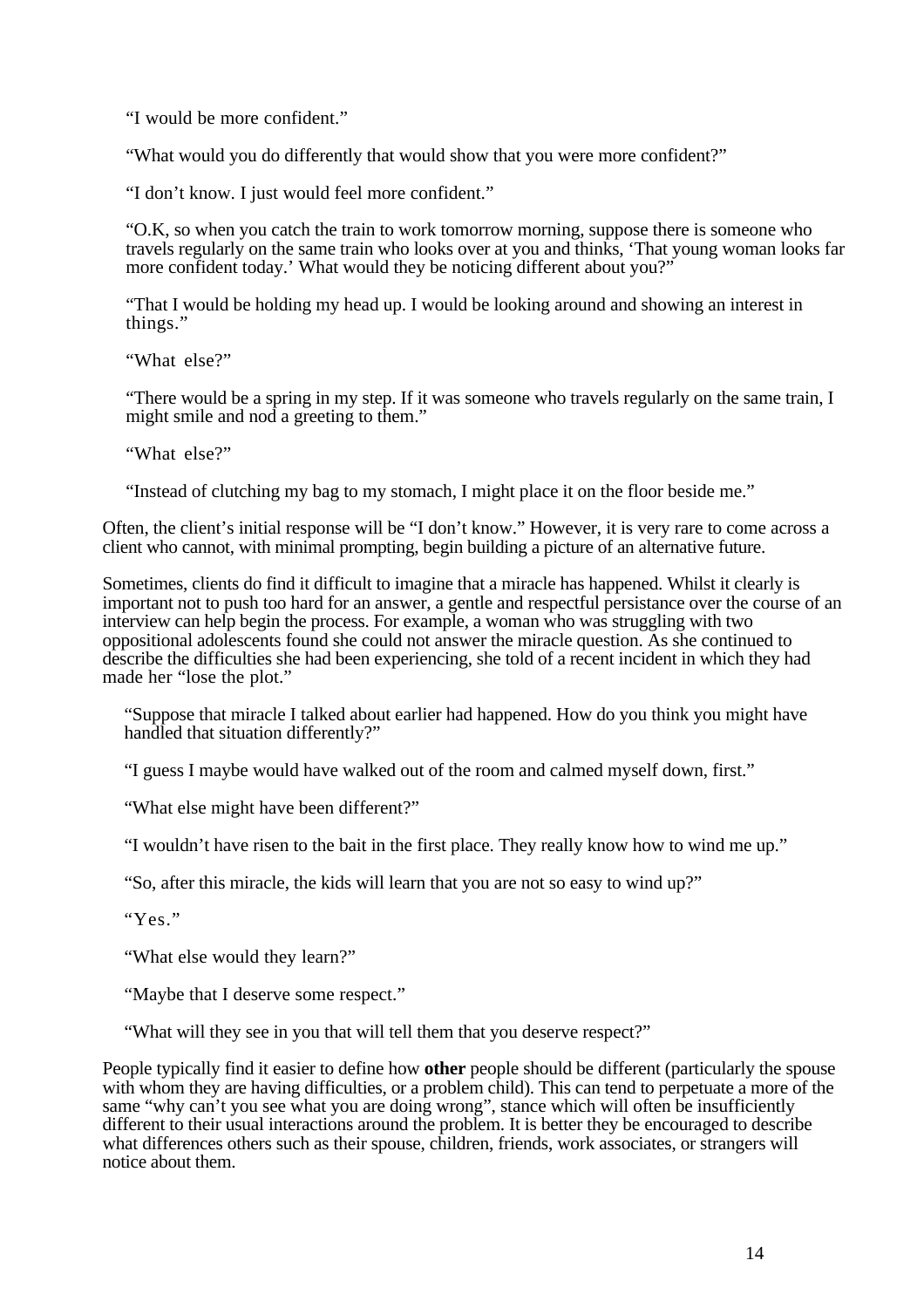> "I would be more confident."
>
> "What would you do differently that would show that you were more confident?"
>
> "I don't know. I just would feel more confident."
>
> "O.K, so when you catch the train to work tomorrow morning, suppose there is someone who travels regularly on the same train who looks over at you and thinks, 'That young woman looks far more confident today.' What would they be noticing different about you?"
>
> "That I would be holding my head up. I would be looking around and showing an interest in things."
>
> "What else?"
>
> "There would be a spring in my step. If it was someone who travels regularly on the same train, I might smile and nod a greeting to them."
>
> "What else?"
>
> "Instead of clutching my bag to my stomach, I might place it on the floor beside me."

Often, the client's initial response will be "I don't know." However, it is very rare to come across a client who cannot, with minimal prompting, begin building a picture of an alternative future.

Sometimes, clients do find it difficult to imagine that a miracle has happened. Whilst it clearly is important not to push too hard for an answer, a gentle and respectful persistance over the course of an interview can help begin the process. For example, a woman who was struggling with two oppositional adolescents found she could not answer the miracle question. As she continued to describe the difficulties she had been experiencing, she told of a recent incident in which they had made her "lose the plot."

> "Suppose that miracle I talked about earlier had happened. How do you think you might have handled that situation differently?"
>
> "I guess I maybe would have walked out of the room and calmed myself down, first."
>
> "What else might have been different?"
>
> "I wouldn't have risen to the bait in the first place. They really know how to wind me up."
>
> "So, after this miracle, the kids will learn that you are not so easy to wind up?"
>
> "Yes."
>
> "What else would they learn?"
>
> "Maybe that I deserve some respect."
>
> "What will they see in you that will tell them that you deserve respect?"

People typically find it easier to define how **other** people should be different (particularly the spouse with whom they are having difficulties, or a problem child). This can tend to perpetuate a more of the same "why can't you see what you are doing wrong", stance which will often be insufficiently different to their usual interactions around the problem. It is better they be encouraged to describe what differences others such as their spouse, children, friends, work associates, or strangers will notice about them.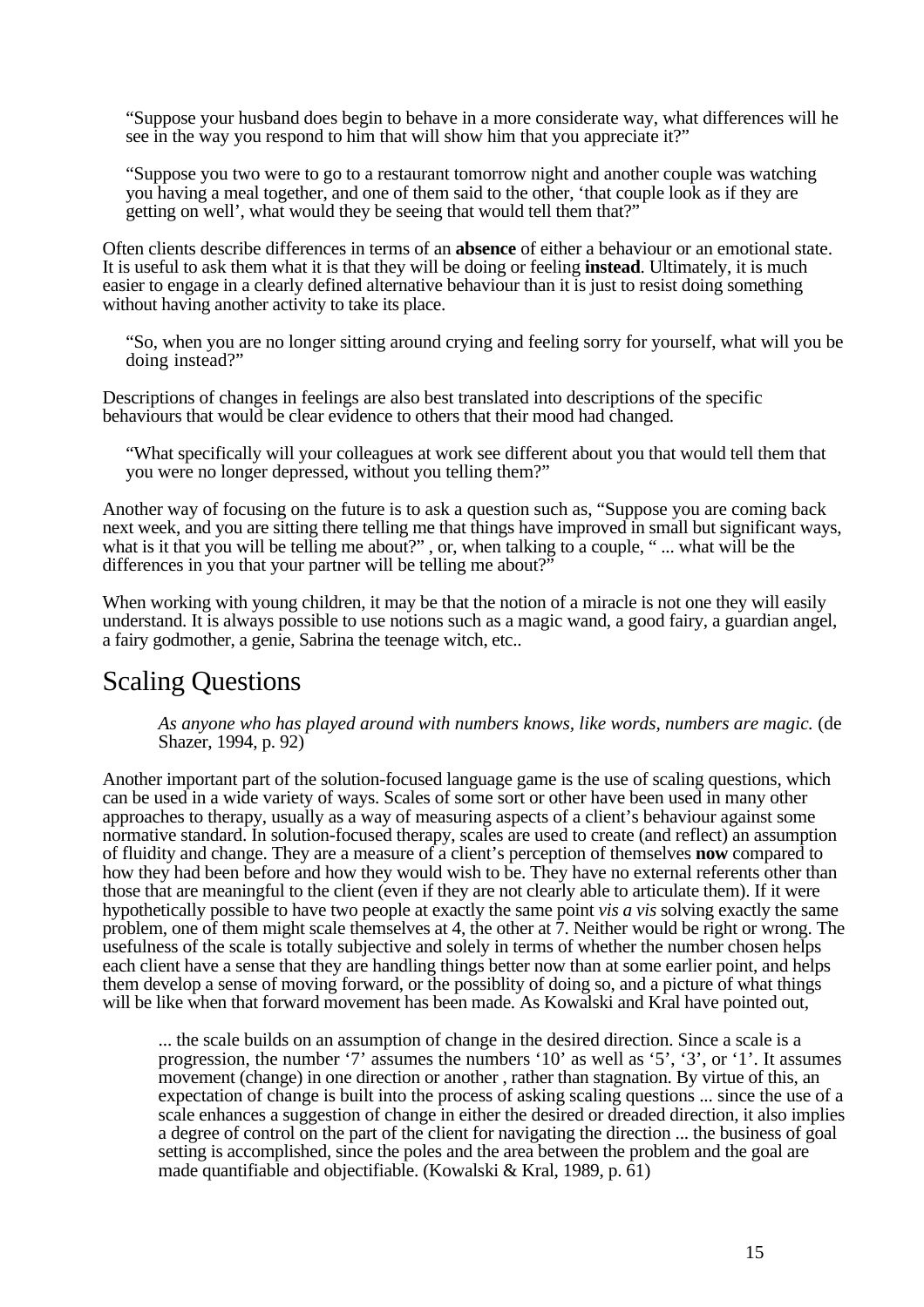> "Suppose your husband does begin to behave in a more considerate way, what differences will he see in the way you respond to him that will show him that you appreciate it?"

> "Suppose you two were to go to a restaurant tomorrow night and another couple was watching you having a meal together, and one of them said to the other, 'that couple look as if they are getting on well', what would they be seeing that would tell them that?"

Often clients describe differences in terms of an **absence** of either a behaviour or an emotional state. It is useful to ask them what it is that they will be doing or feeling **instead**. Ultimately, it is much easier to engage in a clearly defined alternative behaviour than it is just to resist doing something without having another activity to take its place.

> "So, when you are no longer sitting around crying and feeling sorry for yourself, what will you be doing instead?"

Descriptions of changes in feelings are also best translated into descriptions of the specific behaviours that would be clear evidence to others that their mood had changed.

> "What specifically will your colleagues at work see different about you that would tell them that you were no longer depressed, without you telling them?"

Another way of focusing on the future is to ask a question such as, "Suppose you are coming back next week, and you are sitting there telling me that things have improved in small but significant ways, what is it that you will be telling me about?" , or, when talking to a couple, " ... what will be the differences in you that your partner will be telling me about?"

When working with young children, it may be that the notion of a miracle is not one they will easily understand. It is always possible to use notions such as a magic wand, a good fairy, a guardian angel, a fairy godmother, a genie, Sabrina the teenage witch, etc..

## Scaling Questions

> *As anyone who has played around with numbers knows, like words, numbers are magic.* (de Shazer, 1994, p. 92)

Another important part of the solution-focused language game is the use of scaling questions, which can be used in a wide variety of ways. Scales of some sort or other have been used in many other approaches to therapy, usually as a way of measuring aspects of a client's behaviour against some normative standard. In solution-focused therapy, scales are used to create (and reflect) an assumption of fluidity and change. They are a measure of a client's perception of themselves **now** compared to how they had been before and how they would wish to be. They have no external referents other than those that are meaningful to the client (even if they are not clearly able to articulate them). If it were hypothetically possible to have two people at exactly the same point *vis a vis* solving exactly the same problem, one of them might scale themselves at 4, the other at 7. Neither would be right or wrong. The usefulness of the scale is totally subjective and solely in terms of whether the number chosen helps each client have a sense that they are handling things better now than at some earlier point, and helps them develop a sense of moving forward, or the possiblity of doing so, and a picture of what things will be like when that forward movement has been made. As Kowalski and Kral have pointed out,

> ... the scale builds on an assumption of change in the desired direction. Since a scale is a progression, the number '7' assumes the numbers '10' as well as '5', '3', or '1'. It assumes movement (change) in one direction or another , rather than stagnation. By virtue of this, an expectation of change is built into the process of asking scaling questions ... since the use of a scale enhances a suggestion of change in either the desired or dreaded direction, it also implies a degree of control on the part of the client for navigating the direction ... the business of goal setting is accomplished, since the poles and the area between the problem and the goal are made quantifiable and objectifiable. (Kowalski & Kral, 1989, p. 61)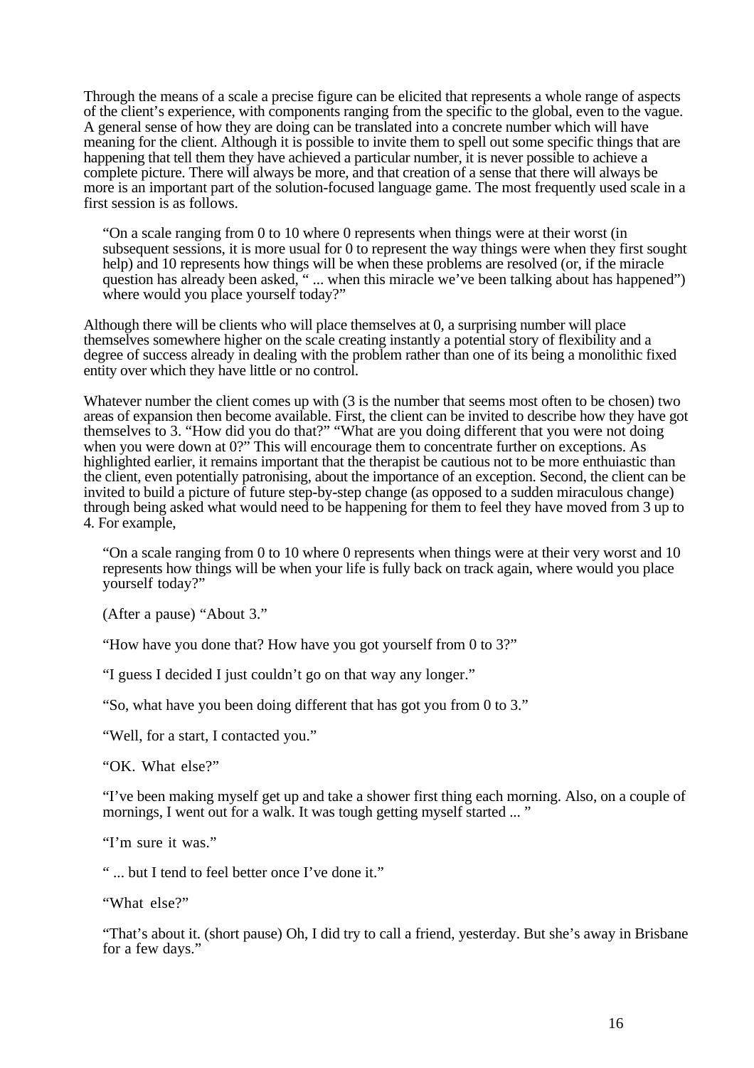Through the means of a scale a precise figure can be elicited that represents a whole range of aspects of the client's experience, with components ranging from the specific to the global, even to the vague. A general sense of how they are doing can be translated into a concrete number which will have meaning for the client. Although it is possible to invite them to spell out some specific things that are happening that tell them they have achieved a particular number, it is never possible to achieve a complete picture. There will always be more, and that creation of a sense that there will always be more is an important part of the solution-focused language game. The most frequently used scale in a first session is as follows.

> "On a scale ranging from 0 to 10 where 0 represents when things were at their worst (in subsequent sessions, it is more usual for 0 to represent the way things were when they first sought help) and 10 represents how things will be when these problems are resolved (or, if the miracle question has already been asked, " ... when this miracle we've been talking about has happened") where would you place yourself today?"

Although there will be clients who will place themselves at 0, a surprising number will place themselves somewhere higher on the scale creating instantly a potential story of flexibility and a degree of success already in dealing with the problem rather than one of its being a monolithic fixed entity over which they have little or no control.

Whatever number the client comes up with (3 is the number that seems most often to be chosen) two areas of expansion then become available. First, the client can be invited to describe how they have got themselves to 3. "How did you do that?" "What are you doing different that you were not doing when you were down at 0?" This will encourage them to concentrate further on exceptions. As highlighted earlier, it remains important that the therapist be cautious not to be more enthuiastic than the client, even potentially patronising, about the importance of an exception. Second, the client can be invited to build a picture of future step-by-step change (as opposed to a sudden miraculous change) through being asked what would need to be happening for them to feel they have moved from 3 up to 4. For example,

> "On a scale ranging from 0 to 10 where 0 represents when things were at their very worst and 10 represents how things will be when your life is fully back on track again, where would you place yourself today?"
>
> (After a pause) "About 3."
>
> "How have you done that? How have you got yourself from 0 to 3?"
>
> "I guess I decided I just couldn't go on that way any longer."
>
> "So, what have you been doing different that has got you from 0 to 3."
>
> "Well, for a start, I contacted you."
>
> "OK. What else?"
>
> "I've been making myself get up and take a shower first thing each morning. Also, on a couple of mornings, I went out for a walk. It was tough getting myself started ... "
>
> "I'm sure it was."
>
> " ... but I tend to feel better once I've done it."
>
> "What else?"
>
> "That's about it. (short pause) Oh, I did try to call a friend, yesterday. But she's away in Brisbane for a few days."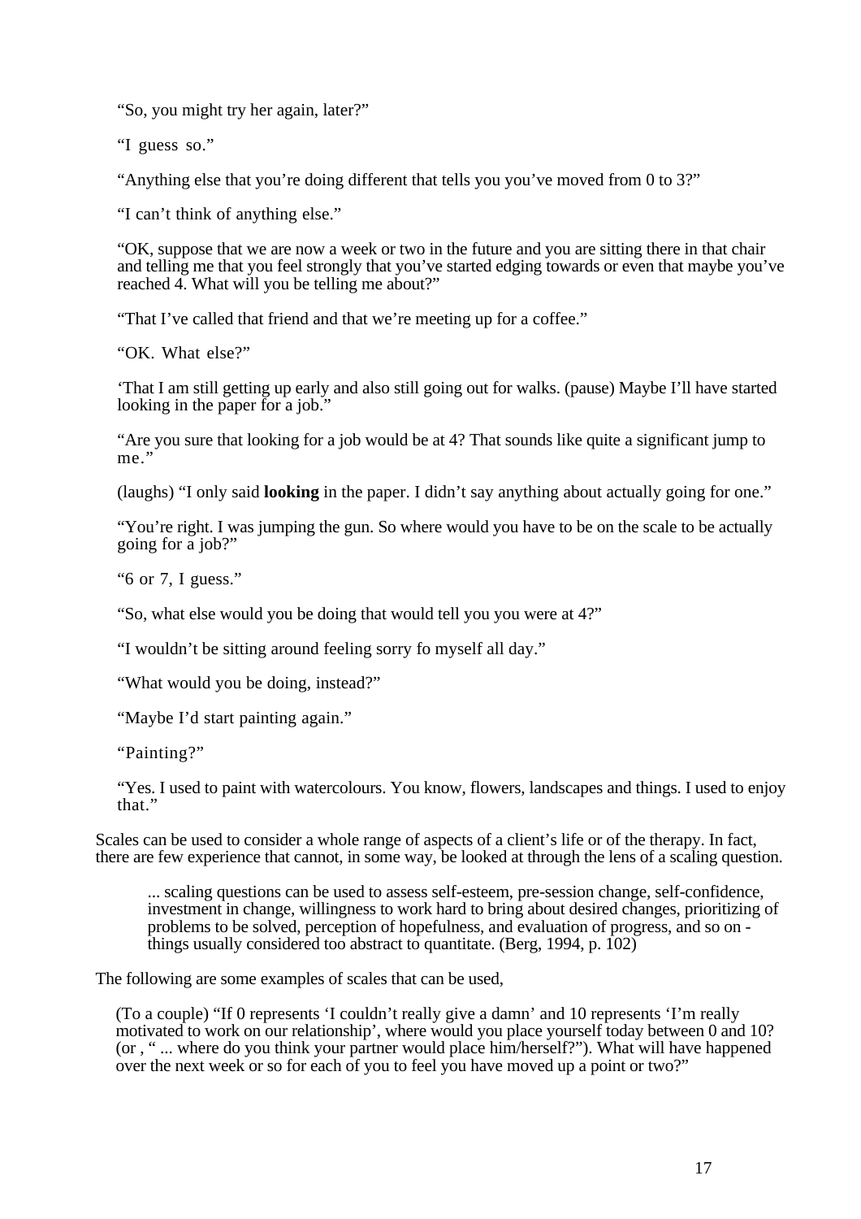"So, you might try her again, later?"

"I guess so."

"Anything else that you're doing different that tells you you've moved from 0 to 3?"

"I can't think of anything else."

"OK, suppose that we are now a week or two in the future and you are sitting there in that chair and telling me that you feel strongly that you've started edging towards or even that maybe you've reached 4. What will you be telling me about?"

"That I've called that friend and that we're meeting up for a coffee."

"OK. What else?"

'That I am still getting up early and also still going out for walks. (pause) Maybe I'll have started looking in the paper for a job."

"Are you sure that looking for a job would be at 4? That sounds like quite a significant jump to me."

(laughs) "I only said **looking** in the paper. I didn't say anything about actually going for one."

"You're right. I was jumping the gun. So where would you have to be on the scale to be actually going for a job?"

"6 or 7, I guess."

"So, what else would you be doing that would tell you you were at 4?"

"I wouldn't be sitting around feeling sorry fo myself all day."

"What would you be doing, instead?"

"Maybe I'd start painting again."

"Painting?"

"Yes. I used to paint with watercolours. You know, flowers, landscapes and things. I used to enjoy that."

Scales can be used to consider a whole range of aspects of a client's life or of the therapy. In fact, there are few experience that cannot, in some way, be looked at through the lens of a scaling question.

> ... scaling questions can be used to assess self-esteem, pre-session change, self-confidence, investment in change, willingness to work hard to bring about desired changes, prioritizing of problems to be solved, perception of hopefulness, and evaluation of progress, and so on - things usually considered too abstract to quantitate. (Berg, 1994, p. 102)

The following are some examples of scales that can be used,

(To a couple) "If 0 represents 'I couldn't really give a damn' and 10 represents 'I'm really motivated to work on our relationship', where would you place yourself today between 0 and 10? (or , " ... where do you think your partner would place him/herself?"). What will have happened over the next week or so for each of you to feel you have moved up a point or two?"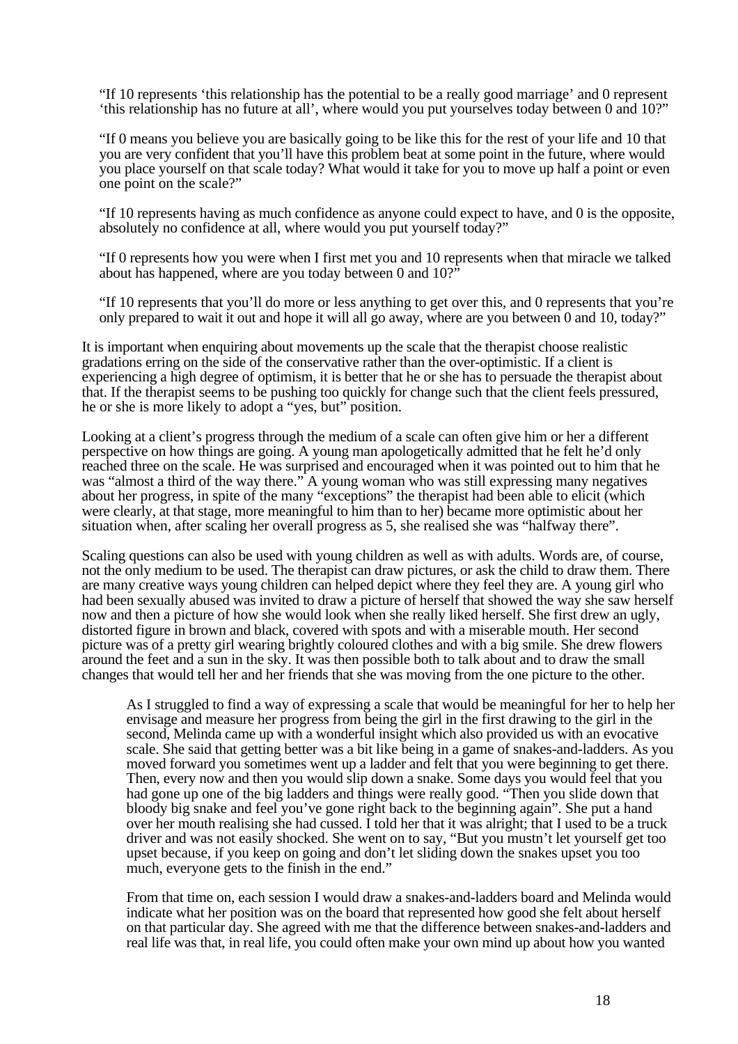> "If 10 represents 'this relationship has the potential to be a really good marriage' and 0 represent 'this relationship has no future at all', where would you put yourselves today between 0 and 10?"
>
> "If 0 means you believe you are basically going to be like this for the rest of your life and 10 that you are very confident that you'll have this problem beat at some point in the future, where would you place yourself on that scale today? What would it take for you to move up half a point or even one point on the scale?"
>
> "If 10 represents having as much confidence as anyone could expect to have, and 0 is the opposite, absolutely no confidence at all, where would you put yourself today?"
>
> "If 0 represents how you were when I first met you and 10 represents when that miracle we talked about has happened, where are you today between 0 and 10?"
>
> "If 10 represents that you'll do more or less anything to get over this, and 0 represents that you're only prepared to wait it out and hope it will all go away, where are you between 0 and 10, today?"

It is important when enquiring about movements up the scale that the therapist choose realistic gradations erring on the side of the conservative rather than the over-optimistic. If a client is experiencing a high degree of optimism, it is better that he or she has to persuade the therapist about that. If the therapist seems to be pushing too quickly for change such that the client feels pressured, he or she is more likely to adopt a "yes, but" position.

Looking at a client's progress through the medium of a scale can often give him or her a different perspective on how things are going. A young man apologetically admitted that he felt he'd only reached three on the scale. He was surprised and encouraged when it was pointed out to him that he was "almost a third of the way there." A young woman who was still expressing many negatives about her progress, in spite of the many "exceptions" the therapist had been able to elicit (which were clearly, at that stage, more meaningful to him than to her) became more optimistic about her situation when, after scaling her overall progress as 5, she realised she was "halfway there".

Scaling questions can also be used with young children as well as with adults. Words are, of course, not the only medium to be used. The therapist can draw pictures, or ask the child to draw them. There are many creative ways young children can helped depict where they feel they are. A young girl who had been sexually abused was invited to draw a picture of herself that showed the way she saw herself now and then a picture of how she would look when she really liked herself. She first drew an ugly, distorted figure in brown and black, covered with spots and with a miserable mouth. Her second picture was of a pretty girl wearing brightly coloured clothes and with a big smile. She drew flowers around the feet and a sun in the sky. It was then possible both to talk about and to draw the small changes that would tell her and her friends that she was moving from the one picture to the other.

> As I struggled to find a way of expressing a scale that would be meaningful for her to help her envisage and measure her progress from being the girl in the first drawing to the girl in the second, Melinda came up with a wonderful insight which also provided us with an evocative scale. She said that getting better was a bit like being in a game of snakes-and-ladders. As you moved forward you sometimes went up a ladder and felt that you were beginning to get there. Then, every now and then you would slip down a snake. Some days you would feel that you had gone up one of the big ladders and things were really good. "Then you slide down that bloody big snake and feel you've gone right back to the beginning again". She put a hand over her mouth realising she had cussed. I told her that it was alright; that I used to be a truck driver and was not easily shocked. She went on to say, "But you mustn't let yourself get too upset because, if you keep on going and don't let sliding down the snakes upset you too much, everyone gets to the finish in the end."
>
> From that time on, each session I would draw a snakes-and-ladders board and Melinda would indicate what her position was on the board that represented how good she felt about herself on that particular day. She agreed with me that the difference between snakes-and-ladders and real life was that, in real life, you could often make your own mind up about how you wanted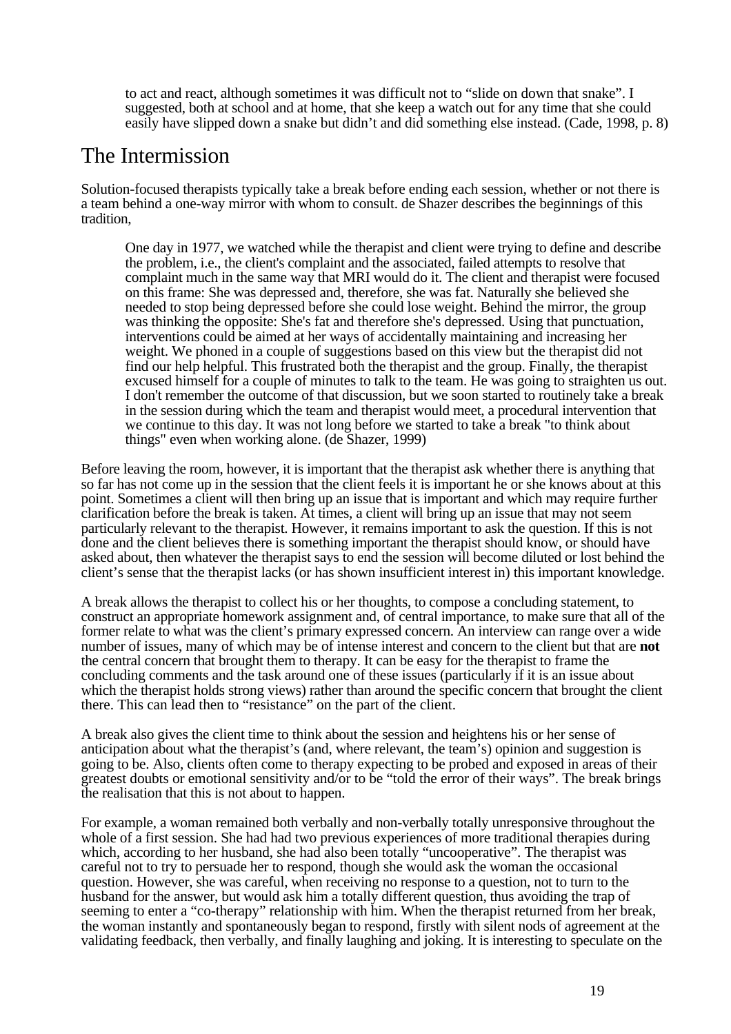> to act and react, although sometimes it was difficult not to "slide on down that snake". I suggested, both at school and at home, that she keep a watch out for any time that she could easily have slipped down a snake but didn't and did something else instead. (Cade, 1998, p. 8)

## The Intermission

Solution-focused therapists typically take a break before ending each session, whether or not there is a team behind a one-way mirror with whom to consult. de Shazer describes the beginnings of this tradition,

> One day in 1977, we watched while the therapist and client were trying to define and describe the problem, i.e., the client's complaint and the associated, failed attempts to resolve that complaint much in the same way that MRI would do it. The client and therapist were focused on this frame: She was depressed and, therefore, she was fat. Naturally she believed she needed to stop being depressed before she could lose weight. Behind the mirror, the group was thinking the opposite: She's fat and therefore she's depressed. Using that punctuation, interventions could be aimed at her ways of accidentally maintaining and increasing her weight. We phoned in a couple of suggestions based on this view but the therapist did not find our help helpful. This frustrated both the therapist and the group. Finally, the therapist excused himself for a couple of minutes to talk to the team. He was going to straighten us out. I don't remember the outcome of that discussion, but we soon started to routinely take a break in the session during which the team and therapist would meet, a procedural intervention that we continue to this day. It was not long before we started to take a break "to think about things" even when working alone. (de Shazer, 1999)

Before leaving the room, however, it is important that the therapist ask whether there is anything that so far has not come up in the session that the client feels it is important he or she knows about at this point. Sometimes a client will then bring up an issue that is important and which may require further clarification before the break is taken. At times, a client will bring up an issue that may not seem particularly relevant to the therapist. However, it remains important to ask the question. If this is not done and the client believes there is something important the therapist should know, or should have asked about, then whatever the therapist says to end the session will become diluted or lost behind the client's sense that the therapist lacks (or has shown insufficient interest in) this important knowledge.

A break allows the therapist to collect his or her thoughts, to compose a concluding statement, to construct an appropriate homework assignment and, of central importance, to make sure that all of the former relate to what was the client's primary expressed concern. An interview can range over a wide number of issues, many of which may be of intense interest and concern to the client but that are **not** the central concern that brought them to therapy. It can be easy for the therapist to frame the concluding comments and the task around one of these issues (particularly if it is an issue about which the therapist holds strong views) rather than around the specific concern that brought the client there. This can lead then to "resistance" on the part of the client.

A break also gives the client time to think about the session and heightens his or her sense of anticipation about what the therapist's (and, where relevant, the team's) opinion and suggestion is going to be. Also, clients often come to therapy expecting to be probed and exposed in areas of their greatest doubts or emotional sensitivity and/or to be "told the error of their ways". The break brings the realisation that this is not about to happen.

For example, a woman remained both verbally and non-verbally totally unresponsive throughout the whole of a first session. She had had two previous experiences of more traditional therapies during which, according to her husband, she had also been totally "uncooperative". The therapist was careful not to try to persuade her to respond, though she would ask the woman the occasional question. However, she was careful, when receiving no response to a question, not to turn to the husband for the answer, but would ask him a totally different question, thus avoiding the trap of seeming to enter a "co-therapy" relationship with him. When the therapist returned from her break, the woman instantly and spontaneously began to respond, firstly with silent nods of agreement at the validating feedback, then verbally, and finally laughing and joking. It is interesting to speculate on the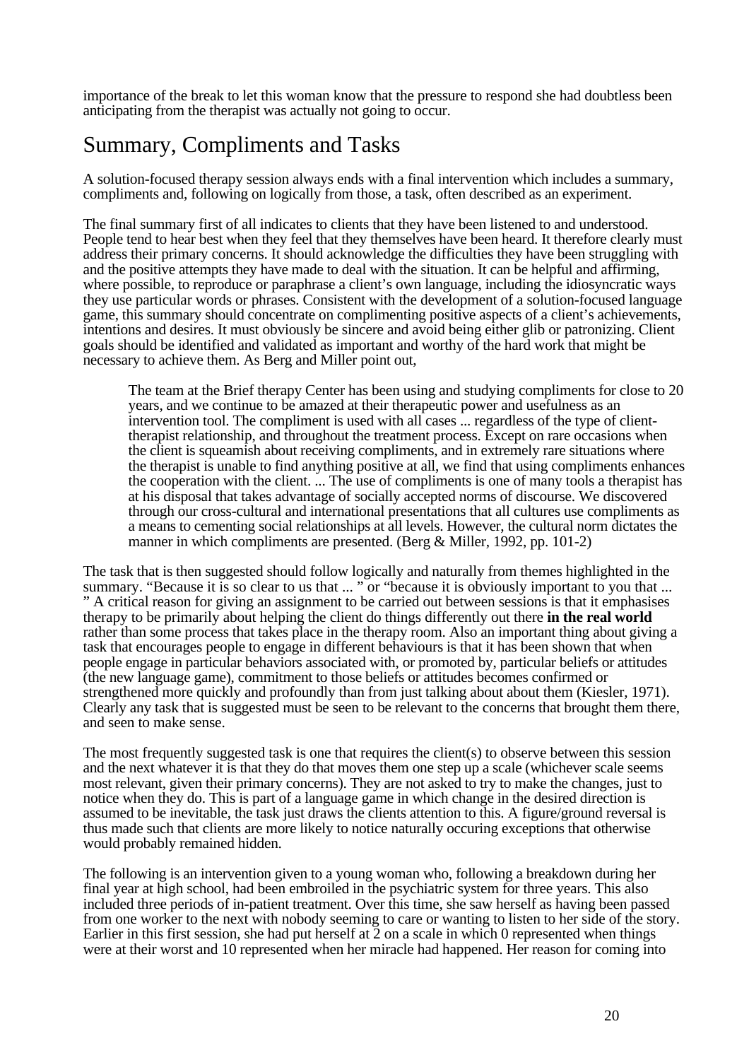importance of the break to let this woman know that the pressure to respond she had doubtless been anticipating from the therapist was actually not going to occur.

## Summary, Compliments and Tasks

A solution-focused therapy session always ends with a final intervention which includes a summary, compliments and, following on logically from those, a task, often described as an experiment.

The final summary first of all indicates to clients that they have been listened to and understood. People tend to hear best when they feel that they themselves have been heard. It therefore clearly must address their primary concerns. It should acknowledge the difficulties they have been struggling with and the positive attempts they have made to deal with the situation. It can be helpful and affirming, where possible, to reproduce or paraphrase a client's own language, including the idiosyncratic ways they use particular words or phrases. Consistent with the development of a solution-focused language game, this summary should concentrate on complimenting positive aspects of a client's achievements, intentions and desires. It must obviously be sincere and avoid being either glib or patronizing. Client goals should be identified and validated as important and worthy of the hard work that might be necessary to achieve them. As Berg and Miller point out,

> The team at the Brief therapy Center has been using and studying compliments for close to 20 years, and we continue to be amazed at their therapeutic power and usefulness as an intervention tool. The compliment is used with all cases ... regardless of the type of client-therapist relationship, and throughout the treatment process. Except on rare occasions when the client is squeamish about receiving compliments, and in extremely rare situations where the therapist is unable to find anything positive at all, we find that using compliments enhances the cooperation with the client. ... The use of compliments is one of many tools a therapist has at his disposal that takes advantage of socially accepted norms of discourse. We discovered through our cross-cultural and international presentations that all cultures use compliments as a means to cementing social relationships at all levels. However, the cultural norm dictates the manner in which compliments are presented. (Berg & Miller, 1992, pp. 101-2)

The task that is then suggested should follow logically and naturally from themes highlighted in the summary. "Because it is so clear to us that ... " or "because it is obviously important to you that ... " A critical reason for giving an assignment to be carried out between sessions is that it emphasises therapy to be primarily about helping the client do things differently out there **in the real world** rather than some process that takes place in the therapy room. Also an important thing about giving a task that encourages people to engage in different behaviours is that it has been shown that when people engage in particular behaviors associated with, or promoted by, particular beliefs or attitudes (the new language game), commitment to those beliefs or attitudes becomes confirmed or strengthened more quickly and profoundly than from just talking about about them (Kiesler, 1971). Clearly any task that is suggested must be seen to be relevant to the concerns that brought them there, and seen to make sense.

The most frequently suggested task is one that requires the client(s) to observe between this session and the next whatever it is that they do that moves them one step up a scale (whichever scale seems most relevant, given their primary concerns). They are not asked to try to make the changes, just to notice when they do. This is part of a language game in which change in the desired direction is assumed to be inevitable, the task just draws the clients attention to this. A figure/ground reversal is thus made such that clients are more likely to notice naturally occuring exceptions that otherwise would probably remained hidden.

The following is an intervention given to a young woman who, following a breakdown during her final year at high school, had been embroiled in the psychiatric system for three years. This also included three periods of in-patient treatment. Over this time, she saw herself as having been passed from one worker to the next with nobody seeming to care or wanting to listen to her side of the story. Earlier in this first session, she had put herself at 2 on a scale in which 0 represented when things were at their worst and 10 represented when her miracle had happened. Her reason for coming into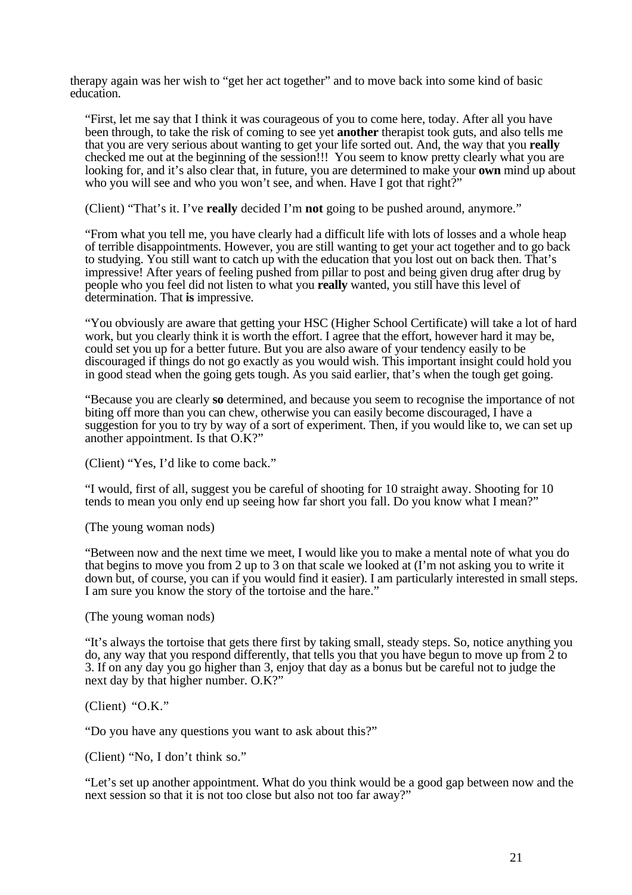therapy again was her wish to "get her act together" and to move back into some kind of basic education.

"First, let me say that I think it was courageous of you to come here, today. After all you have been through, to take the risk of coming to see yet **another** therapist took guts, and also tells me that you are very serious about wanting to get your life sorted out. And, the way that you **really** checked me out at the beginning of the session!!! You seem to know pretty clearly what you are looking for, and it's also clear that, in future, you are determined to make your **own** mind up about who you will see and who you won't see, and when. Have I got that right?"

(Client) "That's it. I've **really** decided I'm **not** going to be pushed around, anymore."

"From what you tell me, you have clearly had a difficult life with lots of losses and a whole heap of terrible disappointments. However, you are still wanting to get your act together and to go back to studying. You still want to catch up with the education that you lost out on back then. That's impressive! After years of feeling pushed from pillar to post and being given drug after drug by people who you feel did not listen to what you **really** wanted, you still have this level of determination. That **is** impressive.

"You obviously are aware that getting your HSC (Higher School Certificate) will take a lot of hard work, but you clearly think it is worth the effort. I agree that the effort, however hard it may be, could set you up for a better future. But you are also aware of your tendency easily to be discouraged if things do not go exactly as you would wish. This important insight could hold you in good stead when the going gets tough. As you said earlier, that's when the tough get going.

"Because you are clearly **so** determined, and because you seem to recognise the importance of not biting off more than you can chew, otherwise you can easily become discouraged, I have a suggestion for you to try by way of a sort of experiment. Then, if you would like to, we can set up another appointment. Is that O.K?"

(Client) "Yes, I'd like to come back."

"I would, first of all, suggest you be careful of shooting for 10 straight away. Shooting for 10 tends to mean you only end up seeing how far short you fall. Do you know what I mean?"

(The young woman nods)

"Between now and the next time we meet, I would like you to make a mental note of what you do that begins to move you from 2 up to 3 on that scale we looked at (I'm not asking you to write it down but, of course, you can if you would find it easier). I am particularly interested in small steps. I am sure you know the story of the tortoise and the hare."

(The young woman nods)

"It's always the tortoise that gets there first by taking small, steady steps. So, notice anything you do, any way that you respond differently, that tells you that you have begun to move up from 2 to 3. If on any day you go higher than 3, enjoy that day as a bonus but be careful not to judge the next day by that higher number. O.K?"

(Client) "O.K."

"Do you have any questions you want to ask about this?"

(Client) "No, I don't think so."

"Let's set up another appointment. What do you think would be a good gap between now and the next session so that it is not too close but also not too far away?"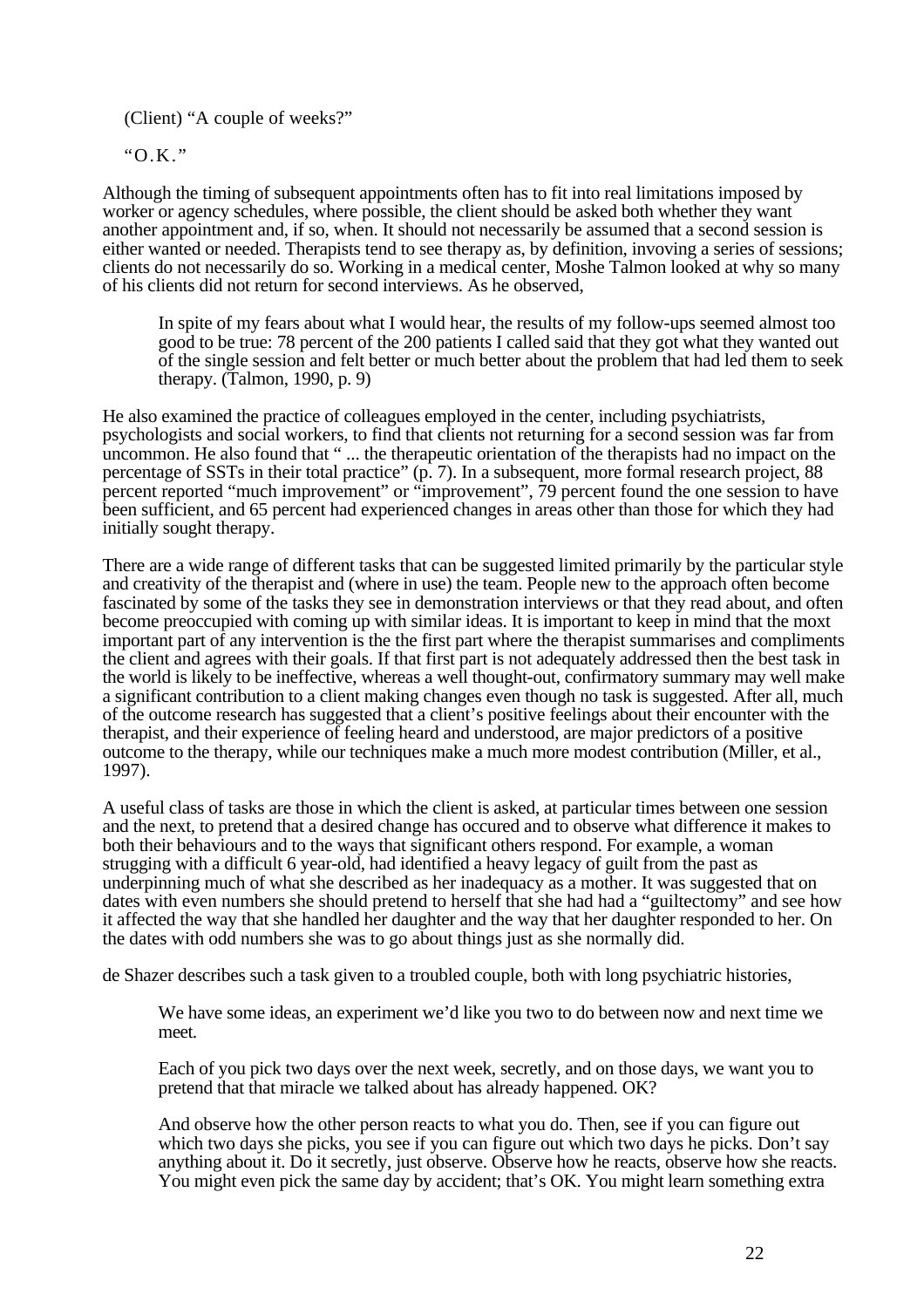(Client) "A couple of weeks?"

"O.K."

Although the timing of subsequent appointments often has to fit into real limitations imposed by worker or agency schedules, where possible, the client should be asked both whether they want another appointment and, if so, when. It should not necessarily be assumed that a second session is either wanted or needed. Therapists tend to see therapy as, by definition, invoving a series of sessions; clients do not necessarily do so. Working in a medical center, Moshe Talmon looked at why so many of his clients did not return for second interviews. As he observed,

> In spite of my fears about what I would hear, the results of my follow-ups seemed almost too good to be true: 78 percent of the 200 patients I called said that they got what they wanted out of the single session and felt better or much better about the problem that had led them to seek therapy. (Talmon, 1990, p. 9)

He also examined the practice of colleagues employed in the center, including psychiatrists, psychologists and social workers, to find that clients not returning for a second session was far from uncommon. He also found that " ... the therapeutic orientation of the therapists had no impact on the percentage of SSTs in their total practice" (p. 7). In a subsequent, more formal research project, 88 percent reported "much improvement" or "improvement", 79 percent found the one session to have been sufficient, and 65 percent had experienced changes in areas other than those for which they had initially sought therapy.

There are a wide range of different tasks that can be suggested limited primarily by the particular style and creativity of the therapist and (where in use) the team. People new to the approach often become fascinated by some of the tasks they see in demonstration interviews or that they read about, and often become preoccupied with coming up with similar ideas. It is important to keep in mind that the moxt important part of any intervention is the the first part where the therapist summarises and compliments the client and agrees with their goals. If that first part is not adequately addressed then the best task in the world is likely to be ineffective, whereas a well thought-out, confirmatory summary may well make a significant contribution to a client making changes even though no task is suggested. After all, much of the outcome research has suggested that a client's positive feelings about their encounter with the therapist, and their experience of feeling heard and understood, are major predictors of a positive outcome to the therapy, while our techniques make a much more modest contribution (Miller, et al., 1997).

A useful class of tasks are those in which the client is asked, at particular times between one session and the next, to pretend that a desired change has occured and to observe what difference it makes to both their behaviours and to the ways that significant others respond. For example, a woman strugging with a difficult 6 year-old, had identified a heavy legacy of guilt from the past as underpinning much of what she described as her inadequacy as a mother. It was suggested that on dates with even numbers she should pretend to herself that she had had a "guiltectomy" and see how it affected the way that she handled her daughter and the way that her daughter responded to her. On the dates with odd numbers she was to go about things just as she normally did.

de Shazer describes such a task given to a troubled couple, both with long psychiatric histories,

> We have some ideas, an experiment we'd like you two to do between now and next time we meet.
>
> Each of you pick two days over the next week, secretly, and on those days, we want you to pretend that that miracle we talked about has already happened. OK?
>
> And observe how the other person reacts to what you do. Then, see if you can figure out which two days she picks, you see if you can figure out which two days he picks. Don't say anything about it. Do it secretly, just observe. Observe how he reacts, observe how she reacts. You might even pick the same day by accident; that's OK. You might learn something extra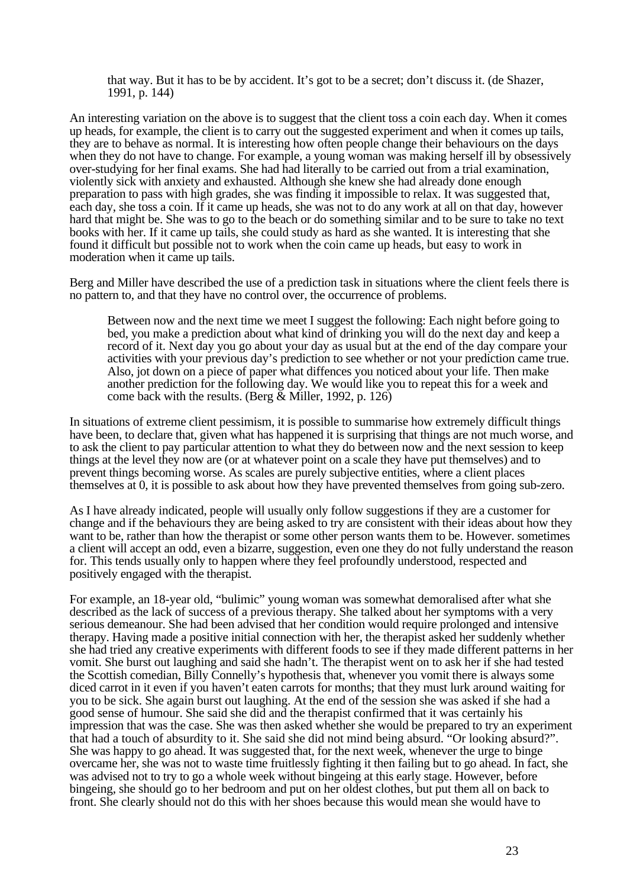> that way. But it has to be by accident. It's got to be a secret; don't discuss it. (de Shazer, 1991, p. 144)

An interesting variation on the above is to suggest that the client toss a coin each day. When it comes up heads, for example, the client is to carry out the suggested experiment and when it comes up tails, they are to behave as normal. It is interesting how often people change their behaviours on the days when they do not have to change. For example, a young woman was making herself ill by obsessively over-studying for her final exams. She had had literally to be carried out from a trial examination, violently sick with anxiety and exhausted. Although she knew she had already done enough preparation to pass with high grades, she was finding it impossible to relax. It was suggested that, each day, she toss a coin. If it came up heads, she was not to do any work at all on that day, however hard that might be. She was to go to the beach or do something similar and to be sure to take no text books with her. If it came up tails, she could study as hard as she wanted. It is interesting that she found it difficult but possible not to work when the coin came up heads, but easy to work in moderation when it came up tails.

Berg and Miller have described the use of a prediction task in situations where the client feels there is no pattern to, and that they have no control over, the occurrence of problems.

> Between now and the next time we meet I suggest the following: Each night before going to bed, you make a prediction about what kind of drinking you will do the next day and keep a record of it. Next day you go about your day as usual but at the end of the day compare your activities with your previous day's prediction to see whether or not your prediction came true. Also, jot down on a piece of paper what diffences you noticed about your life. Then make another prediction for the following day. We would like you to repeat this for a week and come back with the results. (Berg & Miller, 1992, p. 126)

In situations of extreme client pessimism, it is possible to summarise how extremely difficult things have been, to declare that, given what has happened it is surprising that things are not much worse, and to ask the client to pay particular attention to what they do between now and the next session to keep things at the level they now are (or at whatever point on a scale they have put themselves) and to prevent things becoming worse. As scales are purely subjective entities, where a client places themselves at 0, it is possible to ask about how they have prevented themselves from going sub-zero.

As I have already indicated, people will usually only follow suggestions if they are a customer for change and if the behaviours they are being asked to try are consistent with their ideas about how they want to be, rather than how the therapist or some other person wants them to be. However. sometimes a client will accept an odd, even a bizarre, suggestion, even one they do not fully understand the reason for. This tends usually only to happen where they feel profoundly understood, respected and positively engaged with the therapist.

For example, an 18-year old, "bulimic" young woman was somewhat demoralised after what she described as the lack of success of a previous therapy. She talked about her symptoms with a very serious demeanour. She had been advised that her condition would require prolonged and intensive therapy. Having made a positive initial connection with her, the therapist asked her suddenly whether she had tried any creative experiments with different foods to see if they made different patterns in her vomit. She burst out laughing and said she hadn't. The therapist went on to ask her if she had tested the Scottish comedian, Billy Connelly's hypothesis that, whenever you vomit there is always some diced carrot in it even if you haven't eaten carrots for months; that they must lurk around waiting for you to be sick. She again burst out laughing. At the end of the session she was asked if she had a good sense of humour. She said she did and the therapist confirmed that it was certainly his impression that was the case. She was then asked whether she would be prepared to try an experiment that had a touch of absurdity to it. She said she did not mind being absurd. "Or looking absurd?". She was happy to go ahead. It was suggested that, for the next week, whenever the urge to binge overcame her, she was not to waste time fruitlessly fighting it then failing but to go ahead. In fact, she was advised not to try to go a whole week without bingeing at this early stage. However, before bingeing, she should go to her bedroom and put on her oldest clothes, but put them all on back to front. She clearly should not do this with her shoes because this would mean she would have to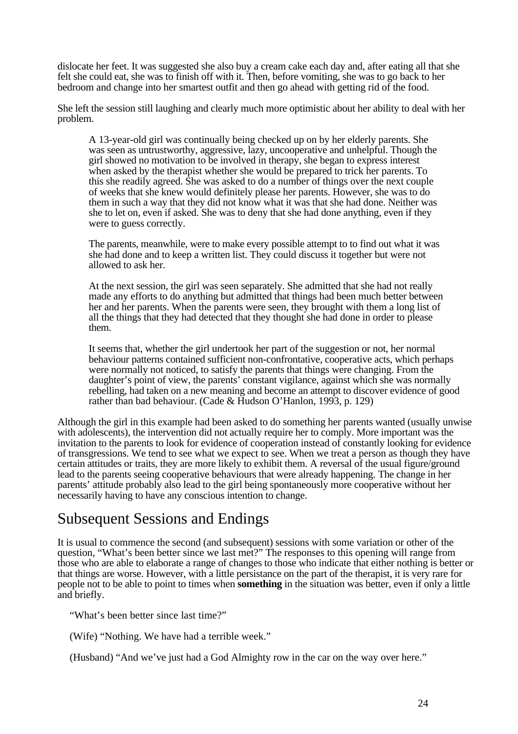dislocate her feet. It was suggested she also buy a cream cake each day and, after eating all that she felt she could eat, she was to finish off with it. Then, before vomiting, she was to go back to her bedroom and change into her smartest outfit and then go ahead with getting rid of the food.

She left the session still laughing and clearly much more optimistic about her ability to deal with her problem.

> A 13-year-old girl was continually being checked up on by her elderly parents. She was seen as untrustworthy, aggressive, lazy, uncooperative and unhelpful. Though the girl showed no motivation to be involved in therapy, she began to express interest when asked by the therapist whether she would be prepared to trick her parents. To this she readily agreed. She was asked to do a number of things over the next couple of weeks that she knew would definitely please her parents. However, she was to do them in such a way that they did not know what it was that she had done. Neither was she to let on, even if asked. She was to deny that she had done anything, even if they were to guess correctly.
>
> The parents, meanwhile, were to make every possible attempt to to find out what it was she had done and to keep a written list. They could discuss it together but were not allowed to ask her.
>
> At the next session, the girl was seen separately. She admitted that she had not really made any efforts to do anything but admitted that things had been much better between her and her parents. When the parents were seen, they brought with them a long list of all the things that they had detected that they thought she had done in order to please them.
>
> It seems that, whether the girl undertook her part of the suggestion or not, her normal behaviour patterns contained sufficient non-confrontative, cooperative acts, which perhaps were normally not noticed, to satisfy the parents that things were changing. From the daughter's point of view, the parents' constant vigilance, against which she was normally rebelling, had taken on a new meaning and become an attempt to discover evidence of good rather than bad behaviour. (Cade & Hudson O'Hanlon, 1993, p. 129)

Although the girl in this example had been asked to do something her parents wanted (usually unwise with adolescents), the intervention did not actually require her to comply. More important was the invitation to the parents to look for evidence of cooperation instead of constantly looking for evidence of transgressions. We tend to see what we expect to see. When we treat a person as though they have certain attitudes or traits, they are more likely to exhibit them. A reversal of the usual figure/ground lead to the parents seeing cooperative behaviours that were already happening. The change in her parents' attitude probably also lead to the girl being spontaneously more cooperative without her necessarily having to have any conscious intention to change.

## Subsequent Sessions and Endings

It is usual to commence the second (and subsequent) sessions with some variation or other of the question, "What's been better since we last met?" The responses to this opening will range from those who are able to elaborate a range of changes to those who indicate that either nothing is better or that things are worse. However, with a little persistance on the part of the therapist, it is very rare for people not to be able to point to times when **something** in the situation was better, even if only a little and briefly.

> "What's been better since last time?"
>
> (Wife) "Nothing. We have had a terrible week."
>
> (Husband) "And we've just had a God Almighty row in the car on the way over here."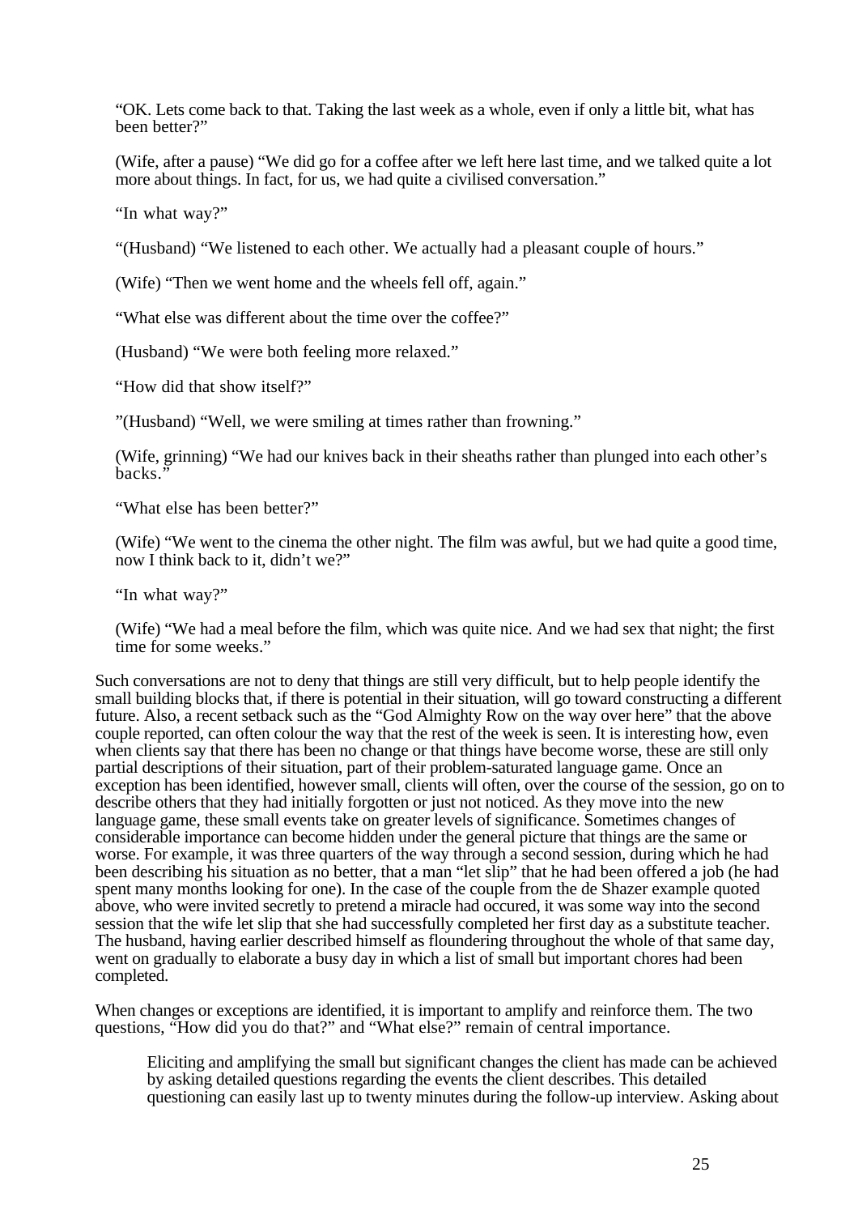"OK. Lets come back to that. Taking the last week as a whole, even if only a little bit, what has been better?"

(Wife, after a pause) "We did go for a coffee after we left here last time, and we talked quite a lot more about things. In fact, for us, we had quite a civilised conversation."

"In what way?"

"(Husband) "We listened to each other. We actually had a pleasant couple of hours."

(Wife) "Then we went home and the wheels fell off, again."

"What else was different about the time over the coffee?"

(Husband) "We were both feeling more relaxed."

"How did that show itself?"

"(Husband) "Well, we were smiling at times rather than frowning."

(Wife, grinning) "We had our knives back in their sheaths rather than plunged into each other's backs."

"What else has been better?"

(Wife) "We went to the cinema the other night. The film was awful, but we had quite a good time, now I think back to it, didn't we?"

"In what way?"

(Wife) "We had a meal before the film, which was quite nice. And we had sex that night; the first time for some weeks."

Such conversations are not to deny that things are still very difficult, but to help people identify the small building blocks that, if there is potential in their situation, will go toward constructing a different future. Also, a recent setback such as the "God Almighty Row on the way over here" that the above couple reported, can often colour the way that the rest of the week is seen. It is interesting how, even when clients say that there has been no change or that things have become worse, these are still only partial descriptions of their situation, part of their problem-saturated language game. Once an exception has been identified, however small, clients will often, over the course of the session, go on to describe others that they had initially forgotten or just not noticed. As they move into the new language game, these small events take on greater levels of significance. Sometimes changes of considerable importance can become hidden under the general picture that things are the same or worse. For example, it was three quarters of the way through a second session, during which he had been describing his situation as no better, that a man "let slip" that he had been offered a job (he had spent many months looking for one). In the case of the couple from the de Shazer example quoted above, who were invited secretly to pretend a miracle had occured, it was some way into the second session that the wife let slip that she had successfully completed her first day as a substitute teacher. The husband, having earlier described himself as floundering throughout the whole of that same day, went on gradually to elaborate a busy day in which a list of small but important chores had been completed.

When changes or exceptions are identified, it is important to amplify and reinforce them. The two questions, "How did you do that?" and "What else?" remain of central importance.

> Eliciting and amplifying the small but significant changes the client has made can be achieved by asking detailed questions regarding the events the client describes. This detailed questioning can easily last up to twenty minutes during the follow-up interview. Asking about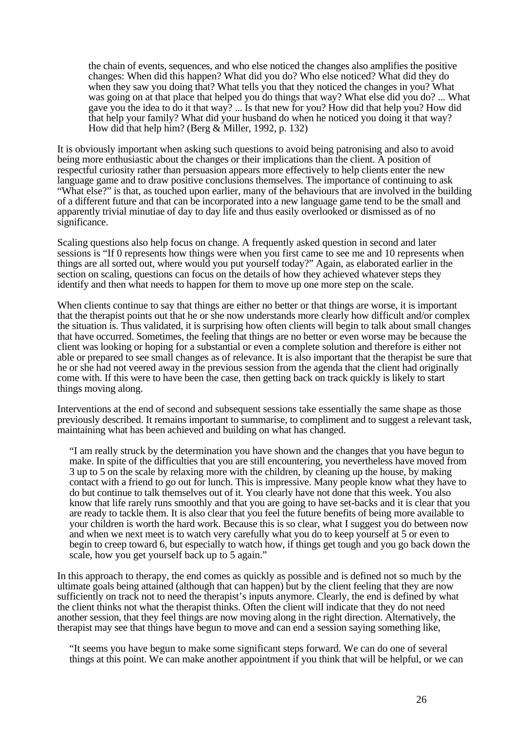> the chain of events, sequences, and who else noticed the changes also amplifies the positive changes: When did this happen? What did you do? Who else noticed? What did they do when they saw you doing that? What tells you that they noticed the changes in you? What was going on at that place that helped you do things that way? What else did you do? ... What gave you the idea to do it that way? ... Is that new for you? How did that help you? How did that help your family? What did your husband do when he noticed you doing it that way? How did that help him? (Berg & Miller, 1992, p. 132)

It is obviously important when asking such questions to avoid being patronising and also to avoid being more enthusiastic about the changes or their implications than the client. A position of respectful curiosity rather than persuasion appears more effectively to help clients enter the new language game and to draw positive conclusions themselves. The importance of continuing to ask "What else?" is that, as touched upon earlier, many of the behaviours that are involved in the building of a different future and that can be incorporated into a new language game tend to be the small and apparently trivial minutiae of day to day life and thus easily overlooked or dismissed as of no significance.

Scaling questions also help focus on change. A frequently asked question in second and later sessions is "If 0 represents how things were when you first came to see me and 10 represents when things are all sorted out, where would you put yourself today?" Again, as elaborated earlier in the section on scaling, questions can focus on the details of how they achieved whatever steps they identify and then what needs to happen for them to move up one more step on the scale.

When clients continue to say that things are either no better or that things are worse, it is important that the therapist points out that he or she now understands more clearly how difficult and/or complex the situation is. Thus validated, it is surprising how often clients will begin to talk about small changes that have occurred. Sometimes, the feeling that things are no better or even worse may be because the client was looking or hoping for a substantial or even a complete solution and therefore is either not able or prepared to see small changes as of relevance. It is also important that the therapist be sure that he or she had not veered away in the previous session from the agenda that the client had originally come with. If this were to have been the case, then getting back on track quickly is likely to start things moving along.

Interventions at the end of second and subsequent sessions take essentially the same shape as those previously described. It remains important to summarise, to compliment and to suggest a relevant task, maintaining what has been achieved and building on what has changed.

> "I am really struck by the determination you have shown and the changes that you have begun to make. In spite of the difficulties that you are still encountering, you nevertheless have moved from 3 up to 5 on the scale by relaxing more with the children, by cleaning up the house, by making contact with a friend to go out for lunch. This is impressive. Many people know what they have to do but continue to talk themselves out of it. You clearly have not done that this week. You also know that life rarely runs smoothly and that you are going to have set-backs and it is clear that you are ready to tackle them. It is also clear that you feel the future benefits of being more available to your children is worth the hard work. Because this is so clear, what I suggest you do between now and when we next meet is to watch very carefully what you do to keep yourself at 5 or even to begin to creep toward 6, but especially to watch how, if things get tough and you go back down the scale, how you get yourself back up to 5 again."

In this approach to therapy, the end comes as quickly as possible and is defined not so much by the ultimate goals being attained (although that can happen) but by the client feeling that they are now sufficiently on track not to need the therapist's inputs anymore. Clearly, the end is defined by what the client thinks not what the therapist thinks. Often the client will indicate that they do not need another session, that they feel things are now moving along in the right direction. Alternatively, the therapist may see that things have begun to move and can end a session saying something like,

> "It seems you have begun to make some significant steps forward. We can do one of several things at this point. We can make another appointment if you think that will be helpful, or we can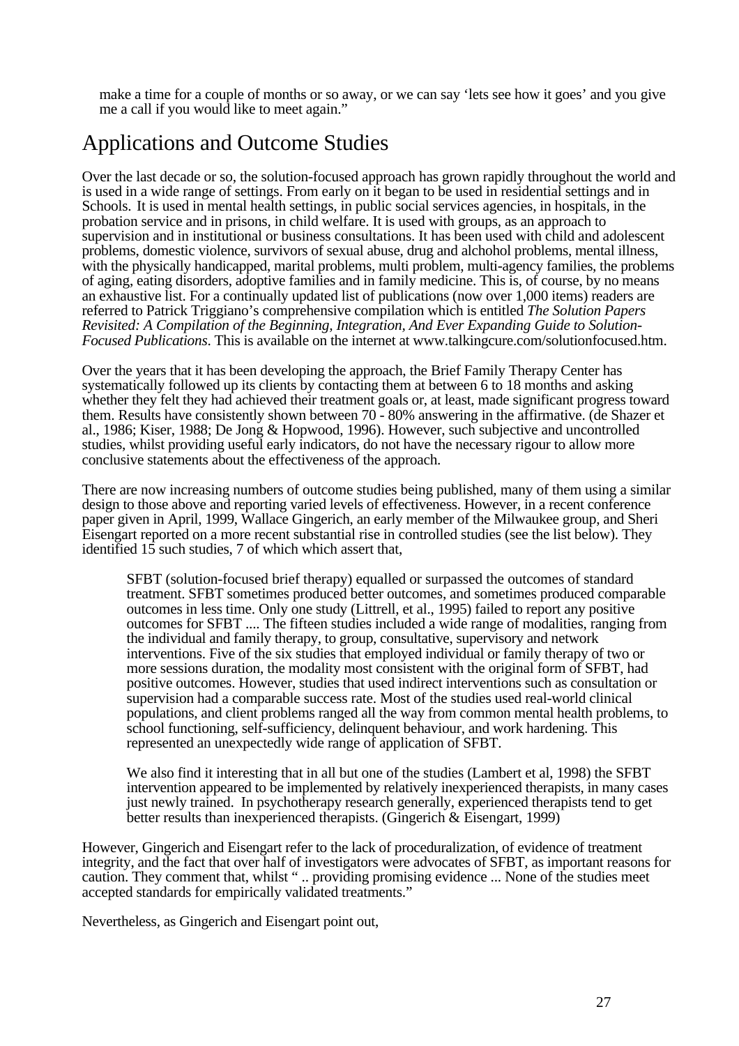make a time for a couple of months or so away, or we can say 'lets see how it goes' and you give me a call if you would like to meet again."

## Applications and Outcome Studies

Over the last decade or so, the solution-focused approach has grown rapidly throughout the world and is used in a wide range of settings. From early on it began to be used in residential settings and in Schools. It is used in mental health settings, in public social services agencies, in hospitals, in the probation service and in prisons, in child welfare. It is used with groups, as an approach to supervision and in institutional or business consultations. It has been used with child and adolescent problems, domestic violence, survivors of sexual abuse, drug and alchohol problems, mental illness, with the physically handicapped, marital problems, multi problem, multi-agency families, the problems of aging, eating disorders, adoptive families and in family medicine. This is, of course, by no means an exhaustive list. For a continually updated list of publications (now over 1,000 items) readers are referred to Patrick Triggiano's comprehensive compilation which is entitled *The Solution Papers Revisited: A Compilation of the Beginning, Integration, And Ever Expanding Guide to Solution-Focused Publications.* This is available on the internet at www.talkingcure.com/solutionfocused.htm.

Over the years that it has been developing the approach, the Brief Family Therapy Center has systematically followed up its clients by contacting them at between 6 to 18 months and asking whether they felt they had achieved their treatment goals or, at least, made significant progress toward them. Results have consistently shown between 70 - 80% answering in the affirmative. (de Shazer et al., 1986; Kiser, 1988; De Jong & Hopwood, 1996). However, such subjective and uncontrolled studies, whilst providing useful early indicators, do not have the necessary rigour to allow more conclusive statements about the effectiveness of the approach.

There are now increasing numbers of outcome studies being published, many of them using a similar design to those above and reporting varied levels of effectiveness. However, in a recent conference paper given in April, 1999, Wallace Gingerich, an early member of the Milwaukee group, and Sheri Eisengart reported on a more recent substantial rise in controlled studies (see the list below). They identified 15 such studies, 7 of which which assert that,

> SFBT (solution-focused brief therapy) equalled or surpassed the outcomes of standard treatment. SFBT sometimes produced better outcomes, and sometimes produced comparable outcomes in less time. Only one study (Littrell, et al., 1995) failed to report any positive outcomes for SFBT .... The fifteen studies included a wide range of modalities, ranging from the individual and family therapy, to group, consultative, supervisory and network interventions. Five of the six studies that employed individual or family therapy of two or more sessions duration, the modality most consistent with the original form of SFBT, had positive outcomes. However, studies that used indirect interventions such as consultation or supervision had a comparable success rate. Most of the studies used real-world clinical populations, and client problems ranged all the way from common mental health problems, to school functioning, self-sufficiency, delinquent behaviour, and work hardening. This represented an unexpectedly wide range of application of SFBT.
>
> We also find it interesting that in all but one of the studies (Lambert et al, 1998) the SFBT intervention appeared to be implemented by relatively inexperienced therapists, in many cases just newly trained. In psychotherapy research generally, experienced therapists tend to get better results than inexperienced therapists. (Gingerich & Eisengart, 1999)

However, Gingerich and Eisengart refer to the lack of proceduralization, of evidence of treatment integrity, and the fact that over half of investigators were advocates of SFBT, as important reasons for caution. They comment that, whilst " .. providing promising evidence ... None of the studies meet accepted standards for empirically validated treatments."

Nevertheless, as Gingerich and Eisengart point out,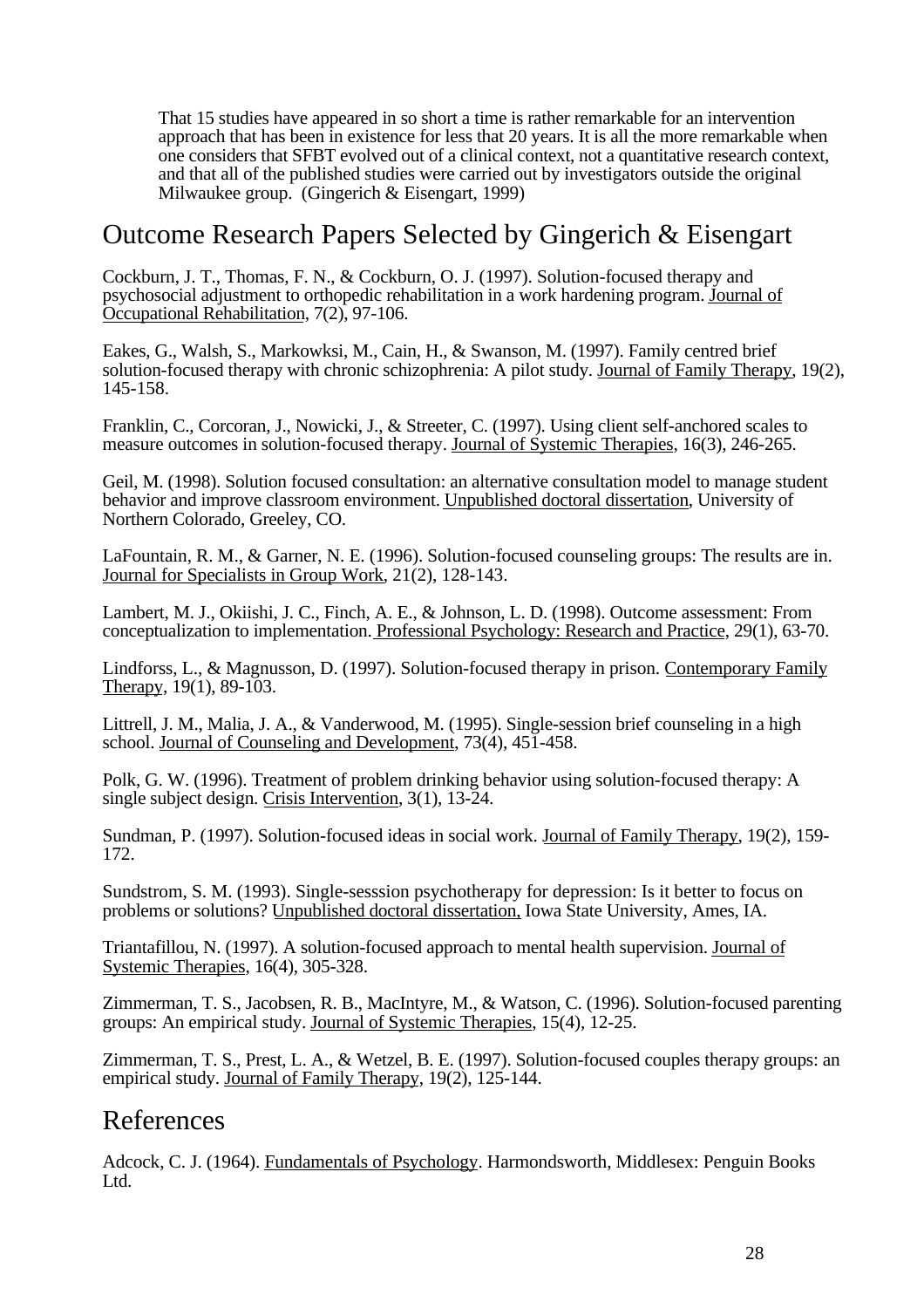> That 15 studies have appeared in so short a time is rather remarkable for an intervention approach that has been in existence for less that 20 years. It is all the more remarkable when one considers that SFBT evolved out of a clinical context, not a quantitative research context, and that all of the published studies were carried out by investigators outside the original Milwaukee group. (Gingerich & Eisengart, 1999)

## Outcome Research Papers Selected by Gingerich & Eisengart

Cockburn, J. T., Thomas, F. N., & Cockburn, O. J. (1997). Solution-focused therapy and psychosocial adjustment to orthopedic rehabilitation in a work hardening program. Journal of Occupational Rehabilitation, 7(2), 97-106.

Eakes, G., Walsh, S., Markowksi, M., Cain, H., & Swanson, M. (1997). Family centred brief solution-focused therapy with chronic schizophrenia: A pilot study. Journal of Family Therapy, 19(2), 145-158.

Franklin, C., Corcoran, J., Nowicki, J., & Streeter, C. (1997). Using client self-anchored scales to measure outcomes in solution-focused therapy. Journal of Systemic Therapies, 16(3), 246-265.

Geil, M. (1998). Solution focused consultation: an alternative consultation model to manage student behavior and improve classroom environment. Unpublished doctoral dissertation, University of Northern Colorado, Greeley, CO.

LaFountain, R. M., & Garner, N. E. (1996). Solution-focused counseling groups: The results are in. Journal for Specialists in Group Work, 21(2), 128-143.

Lambert, M. J., Okiishi, J. C., Finch, A. E., & Johnson, L. D. (1998). Outcome assessment: From conceptualization to implementation. Professional Psychology: Research and Practice, 29(1), 63-70.

Lindforss, L., & Magnusson, D. (1997). Solution-focused therapy in prison. Contemporary Family Therapy, 19(1), 89-103.

Littrell, J. M., Malia, J. A., & Vanderwood, M. (1995). Single-session brief counseling in a high school. Journal of Counseling and Development, 73(4), 451-458.

Polk, G. W. (1996). Treatment of problem drinking behavior using solution-focused therapy: A single subject design. Crisis Intervention, 3(1), 13-24.

Sundman, P. (1997). Solution-focused ideas in social work. Journal of Family Therapy, 19(2), 159-172.

Sundstrom, S. M. (1993). Single-sesssion psychotherapy for depression: Is it better to focus on problems or solutions? Unpublished doctoral dissertation, Iowa State University, Ames, IA.

Triantafillou, N. (1997). A solution-focused approach to mental health supervision. Journal of Systemic Therapies, 16(4), 305-328.

Zimmerman, T. S., Jacobsen, R. B., MacIntyre, M., & Watson, C. (1996). Solution-focused parenting groups: An empirical study. Journal of Systemic Therapies, 15(4), 12-25.

Zimmerman, T. S., Prest, L. A., & Wetzel, B. E. (1997). Solution-focused couples therapy groups: an empirical study. Journal of Family Therapy, 19(2), 125-144.

## References

Adcock, C. J. (1964). Fundamentals of Psychology. Harmondsworth, Middlesex: Penguin Books Ltd.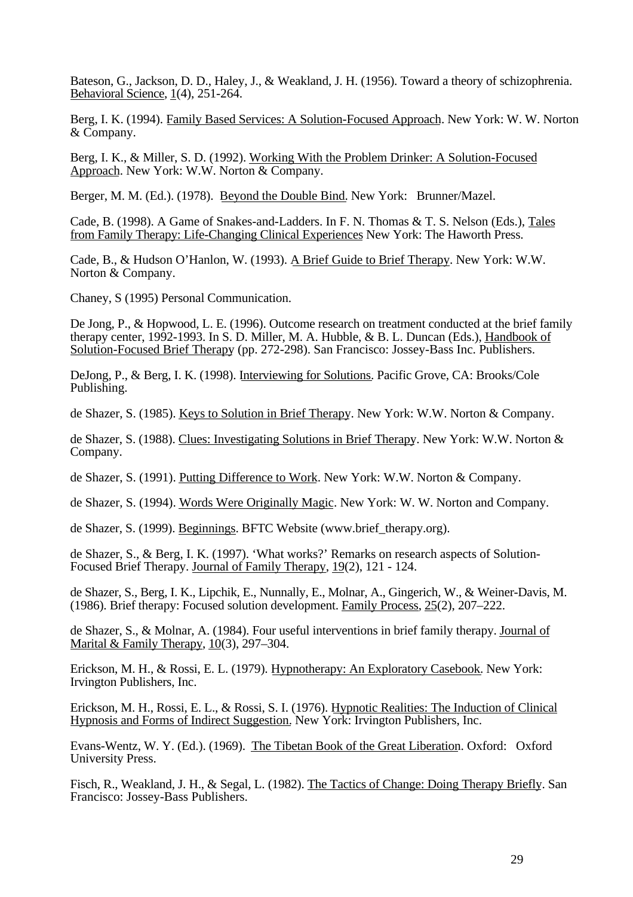Bateson, G., Jackson, D. D., Haley, J., & Weakland, J. H. (1956). Toward a theory of schizophrenia. Behavioral Science, 1(4), 251-264.

Berg, I. K. (1994). Family Based Services: A Solution-Focused Approach. New York: W. W. Norton & Company.

Berg, I. K., & Miller, S. D. (1992). Working With the Problem Drinker: A Solution-Focused Approach. New York: W.W. Norton & Company.

Berger, M. M. (Ed.). (1978). Beyond the Double Bind. New York: Brunner/Mazel.

Cade, B. (1998). A Game of Snakes-and-Ladders. In F. N. Thomas & T. S. Nelson (Eds.), Tales from Family Therapy: Life-Changing Clinical Experiences New York: The Haworth Press.

Cade, B., & Hudson O'Hanlon, W. (1993). A Brief Guide to Brief Therapy. New York: W.W. Norton & Company.

Chaney, S (1995) Personal Communication.

De Jong, P., & Hopwood, L. E. (1996). Outcome research on treatment conducted at the brief family therapy center, 1992-1993. In S. D. Miller, M. A. Hubble, & B. L. Duncan (Eds.), Handbook of Solution-Focused Brief Therapy (pp. 272-298). San Francisco: Jossey-Bass Inc. Publishers.

DeJong, P., & Berg, I. K. (1998). Interviewing for Solutions. Pacific Grove, CA: Brooks/Cole Publishing.

de Shazer, S. (1985). Keys to Solution in Brief Therapy. New York: W.W. Norton & Company.

de Shazer, S. (1988). Clues: Investigating Solutions in Brief Therapy. New York: W.W. Norton & Company.

de Shazer, S. (1991). Putting Difference to Work. New York: W.W. Norton & Company.

de Shazer, S. (1994). Words Were Originally Magic. New York: W. W. Norton and Company.

de Shazer, S. (1999). Beginnings. BFTC Website (www.brief_therapy.org).

de Shazer, S., & Berg, I. K. (1997). 'What works?' Remarks on research aspects of Solution-Focused Brief Therapy. Journal of Family Therapy, 19(2), 121 - 124.

de Shazer, S., Berg, I. K., Lipchik, E., Nunnally, E., Molnar, A., Gingerich, W., & Weiner-Davis, M. (1986). Brief therapy: Focused solution development. Family Process, 25(2), 207–222.

de Shazer, S., & Molnar, A. (1984). Four useful interventions in brief family therapy. Journal of Marital & Family Therapy, 10(3), 297–304.

Erickson, M. H., & Rossi, E. L. (1979). Hypnotherapy: An Exploratory Casebook. New York: Irvington Publishers, Inc.

Erickson, M. H., Rossi, E. L., & Rossi, S. I. (1976). Hypnotic Realities: The Induction of Clinical Hypnosis and Forms of Indirect Suggestion. New York: Irvington Publishers, Inc.

Evans-Wentz, W. Y. (Ed.). (1969). The Tibetan Book of the Great Liberation. Oxford: Oxford University Press.

Fisch, R., Weakland, J. H., & Segal, L. (1982). The Tactics of Change: Doing Therapy Briefly. San Francisco: Jossey-Bass Publishers.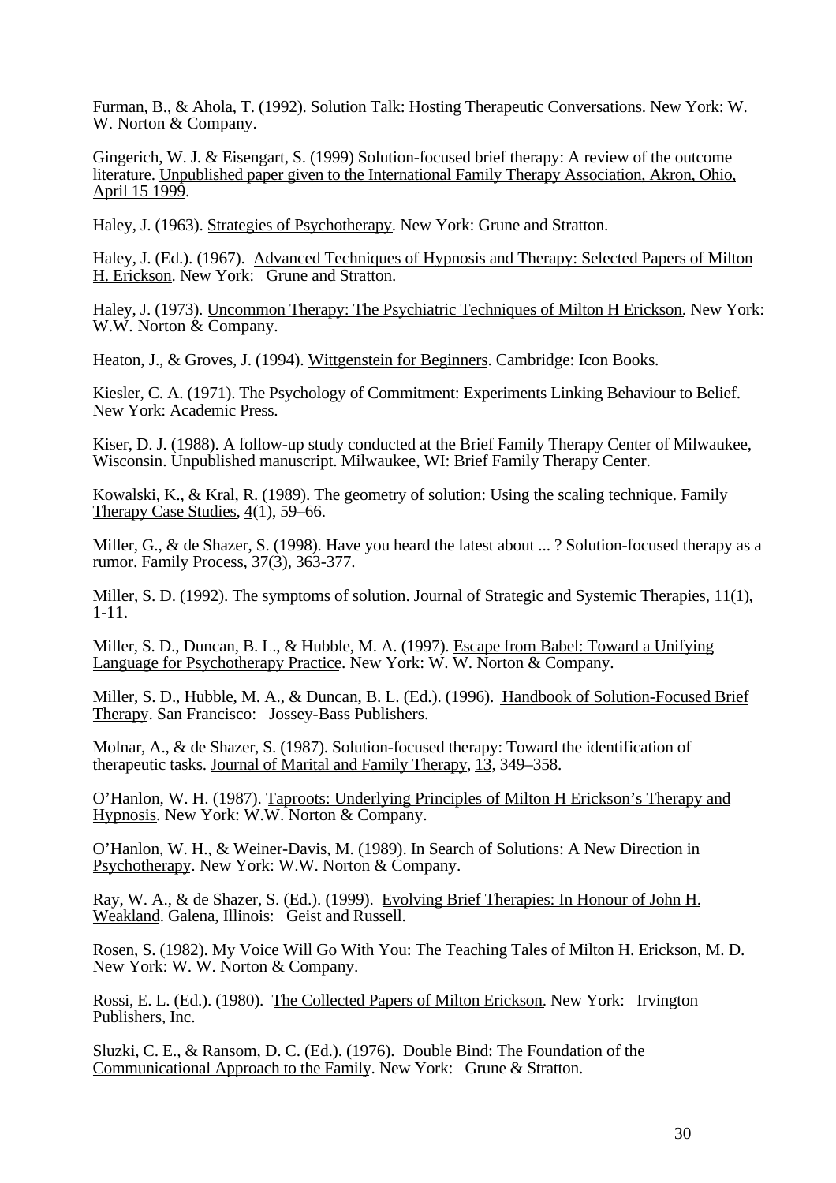Furman, B., & Ahola, T. (1992). Solution Talk: Hosting Therapeutic Conversations. New York: W. W. Norton & Company.

Gingerich, W. J. & Eisengart, S. (1999) Solution-focused brief therapy: A review of the outcome literature. Unpublished paper given to the International Family Therapy Association, Akron, Ohio, April 15 1999.

Haley, J. (1963). Strategies of Psychotherapy. New York: Grune and Stratton.

Haley, J. (Ed.). (1967). Advanced Techniques of Hypnosis and Therapy: Selected Papers of Milton H. Erickson. New York: Grune and Stratton.

Haley, J. (1973). Uncommon Therapy: The Psychiatric Techniques of Milton H Erickson. New York: W.W. Norton & Company.

Heaton, J., & Groves, J. (1994). Wittgenstein for Beginners. Cambridge: Icon Books.

Kiesler, C. A. (1971). The Psychology of Commitment: Experiments Linking Behaviour to Belief. New York: Academic Press.

Kiser, D. J. (1988). A follow-up study conducted at the Brief Family Therapy Center of Milwaukee, Wisconsin. Unpublished manuscript. Milwaukee, WI: Brief Family Therapy Center.

Kowalski, K., & Kral, R. (1989). The geometry of solution: Using the scaling technique. Family Therapy Case Studies, 4(1), 59–66.

Miller, G., & de Shazer, S. (1998). Have you heard the latest about ... ? Solution-focused therapy as a rumor. Family Process, 37(3), 363-377.

Miller, S. D. (1992). The symptoms of solution. Journal of Strategic and Systemic Therapies, 11(1), 1-11.

Miller, S. D., Duncan, B. L., & Hubble, M. A. (1997). Escape from Babel: Toward a Unifying Language for Psychotherapy Practice. New York: W. W. Norton & Company.

Miller, S. D., Hubble, M. A., & Duncan, B. L. (Ed.). (1996). Handbook of Solution-Focused Brief Therapy. San Francisco: Jossey-Bass Publishers.

Molnar, A., & de Shazer, S. (1987). Solution-focused therapy: Toward the identification of therapeutic tasks. Journal of Marital and Family Therapy, 13, 349–358.

O'Hanlon, W. H. (1987). Taproots: Underlying Principles of Milton H Erickson's Therapy and Hypnosis. New York: W.W. Norton & Company.

O'Hanlon, W. H., & Weiner-Davis, M. (1989). In Search of Solutions: A New Direction in Psychotherapy. New York: W.W. Norton & Company.

Ray, W. A., & de Shazer, S. (Ed.). (1999). Evolving Brief Therapies: In Honour of John H. Weakland. Galena, Illinois: Geist and Russell.

Rosen, S. (1982). My Voice Will Go With You: The Teaching Tales of Milton H. Erickson, M. D. New York: W. W. Norton & Company.

Rossi, E. L. (Ed.). (1980). The Collected Papers of Milton Erickson. New York: Irvington Publishers, Inc.

Sluzki, C. E., & Ransom, D. C. (Ed.). (1976). Double Bind: The Foundation of the Communicational Approach to the Family. New York: Grune & Stratton.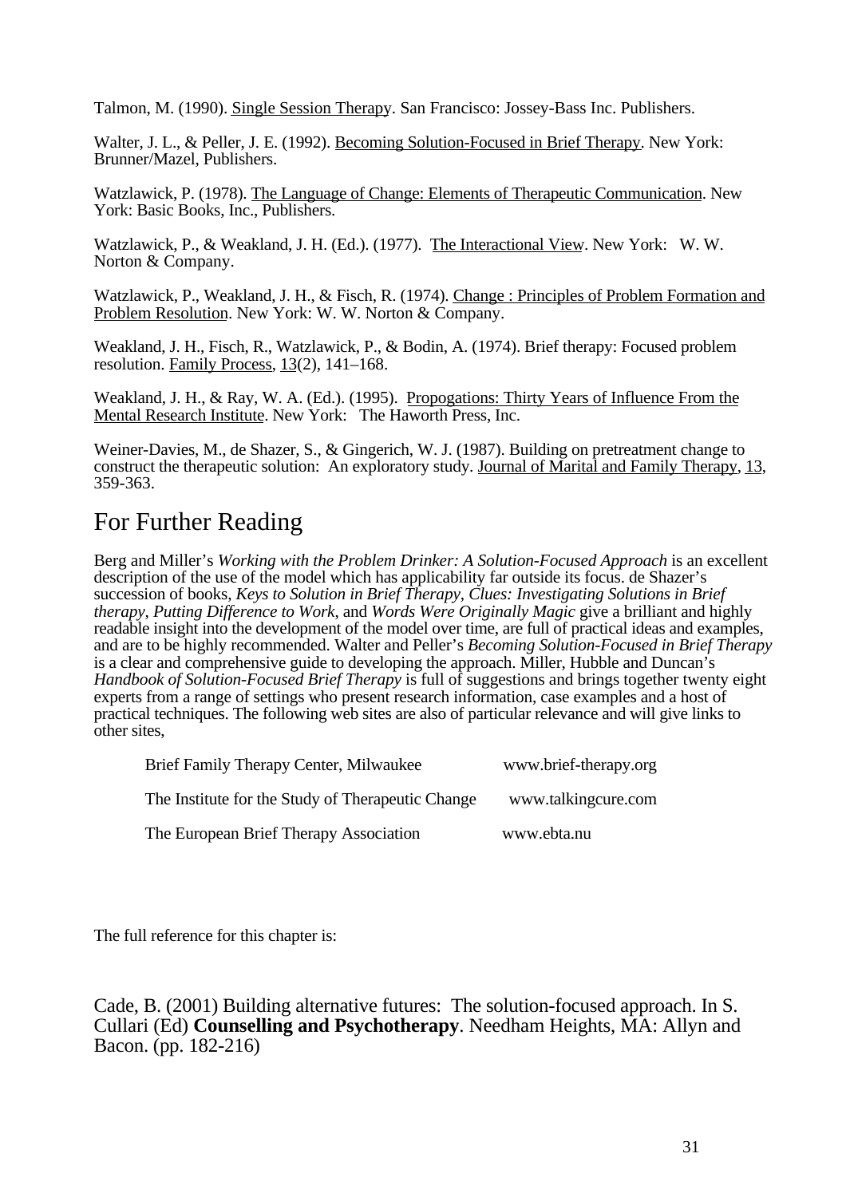Talmon, M. (1990). Single Session Therapy. San Francisco: Jossey-Bass Inc. Publishers.

Walter, J. L., & Peller, J. E. (1992). Becoming Solution-Focused in Brief Therapy. New York: Brunner/Mazel, Publishers.

Watzlawick, P. (1978). The Language of Change: Elements of Therapeutic Communication. New York: Basic Books, Inc., Publishers.

Watzlawick, P., & Weakland, J. H. (Ed.). (1977). The Interactional View. New York: W. W. Norton & Company.

Watzlawick, P., Weakland, J. H., & Fisch, R. (1974). Change : Principles of Problem Formation and Problem Resolution. New York: W. W. Norton & Company.

Weakland, J. H., Fisch, R., Watzlawick, P., & Bodin, A. (1974). Brief therapy: Focused problem resolution. Family Process, 13(2), 141–168.

Weakland, J. H., & Ray, W. A. (Ed.). (1995). Propogations: Thirty Years of Influence From the Mental Research Institute. New York: The Haworth Press, Inc.

Weiner-Davies, M., de Shazer, S., & Gingerich, W. J. (1987). Building on pretreatment change to construct the therapeutic solution: An exploratory study. Journal of Marital and Family Therapy, 13, 359-363.

# For Further Reading

Berg and Miller's *Working with the Problem Drinker: A Solution-Focused Approach* is an excellent description of the use of the model which has applicability far outside its focus. de Shazer's succession of books, *Keys to Solution in Brief Therapy*, *Clues: Investigating Solutions in Brief therapy*, *Putting Difference to Work*, and *Words Were Originally Magic* give a brilliant and highly readable insight into the development of the model over time, are full of practical ideas and examples, and are to be highly recommended. Walter and Peller's *Becoming Solution-Focused in Brief Therapy* is a clear and comprehensive guide to developing the approach. Miller, Hubble and Duncan's *Handbook of Solution-Focused Brief Therapy* is full of suggestions and brings together twenty eight experts from a range of settings who present research information, case examples and a host of practical techniques. The following web sites are also of particular relevance and will give links to other sites,

| | |
|---|---|
| Brief Family Therapy Center, Milwaukee | www.brief-therapy.org |
| The Institute for the Study of Therapeutic Change | www.talkingcure.com |
| The European Brief Therapy Association | www.ebta.nu |

The full reference for this chapter is:

Cade, B. (2001) Building alternative futures: The solution-focused approach. In S. Cullari (Ed) **Counselling and Psychotherapy**. Needham Heights, MA: Allyn and Bacon. (pp. 182-216)